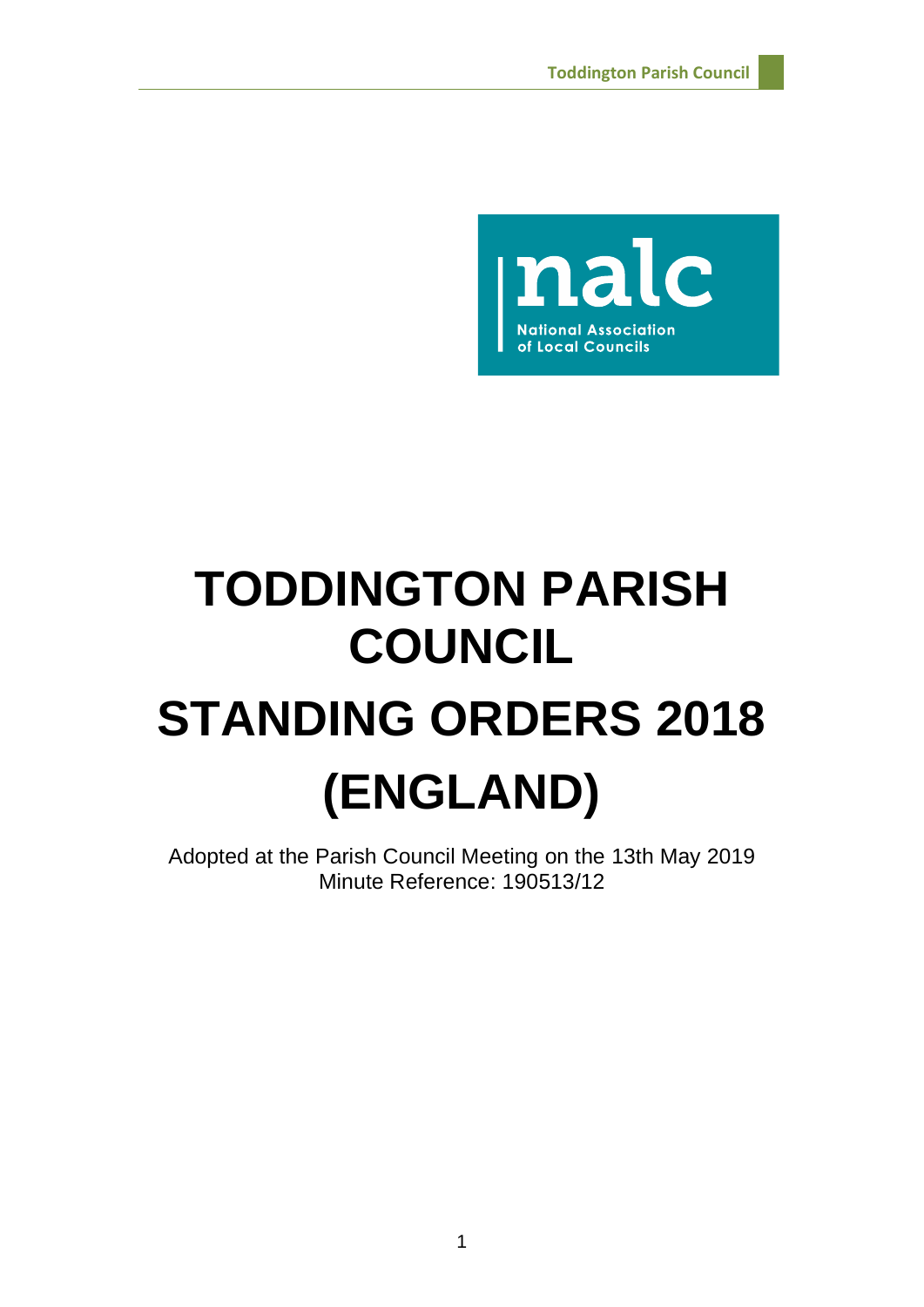# TODDINGTON PARISH COUNCIL

# STANDING ORDERS 2018 (ENGLAND)

Adopted at the Parish Council Meeting on the 13th May 2019
Minute Reference: 190513/12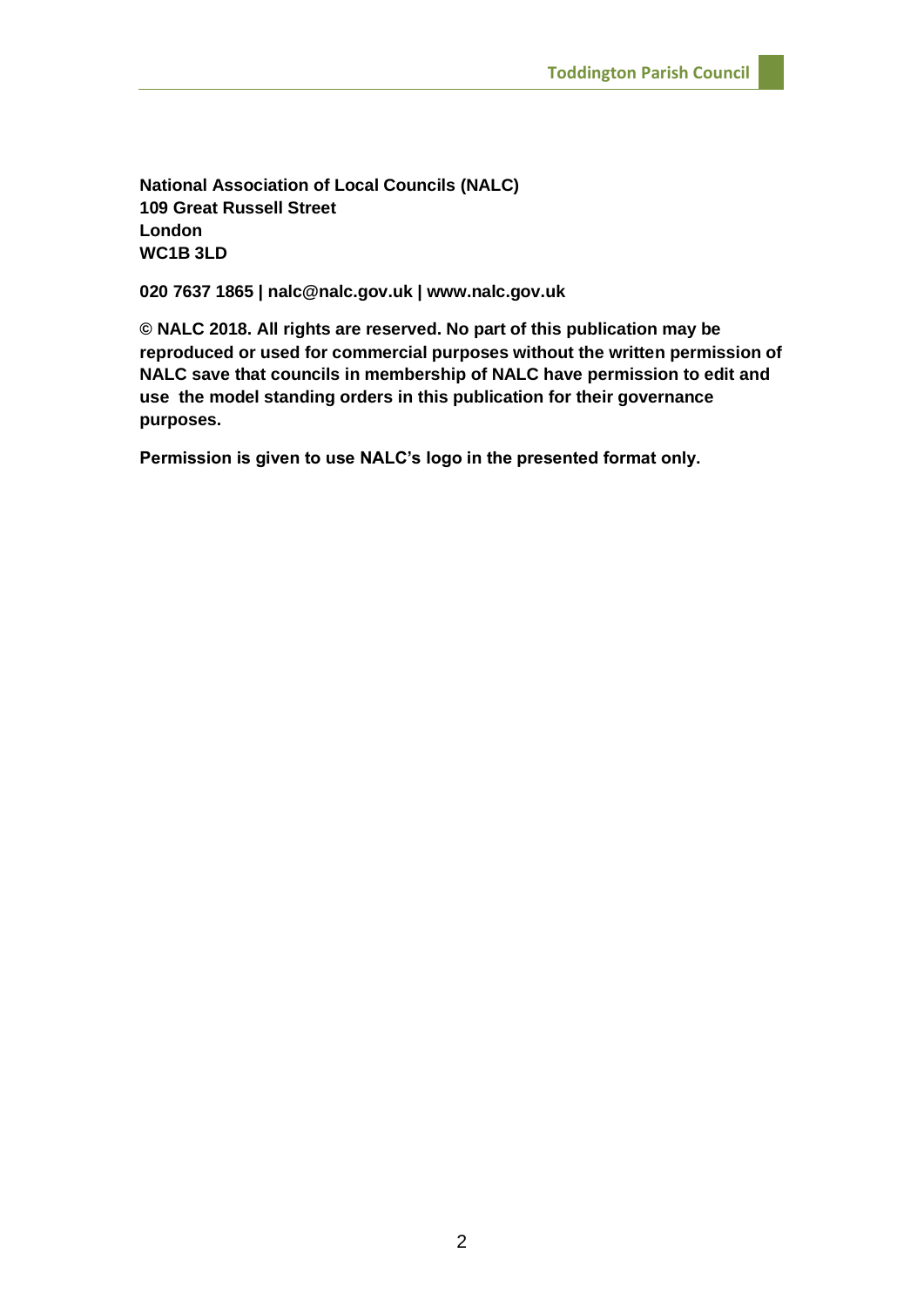**National Association of Local Councils (NALC)**
**109 Great Russell Street**
**London**
**WC1B 3LD**

**020 7637 1865 | nalc@nalc.gov.uk | www.nalc.gov.uk**

**© NALC 2018. All rights are reserved. No part of this publication may be reproduced or used for commercial purposes without the written permission of NALC save that councils in membership of NALC have permission to edit and use the model standing orders in this publication for their governance purposes.**

**Permission is given to use NALC's logo in the presented format only.**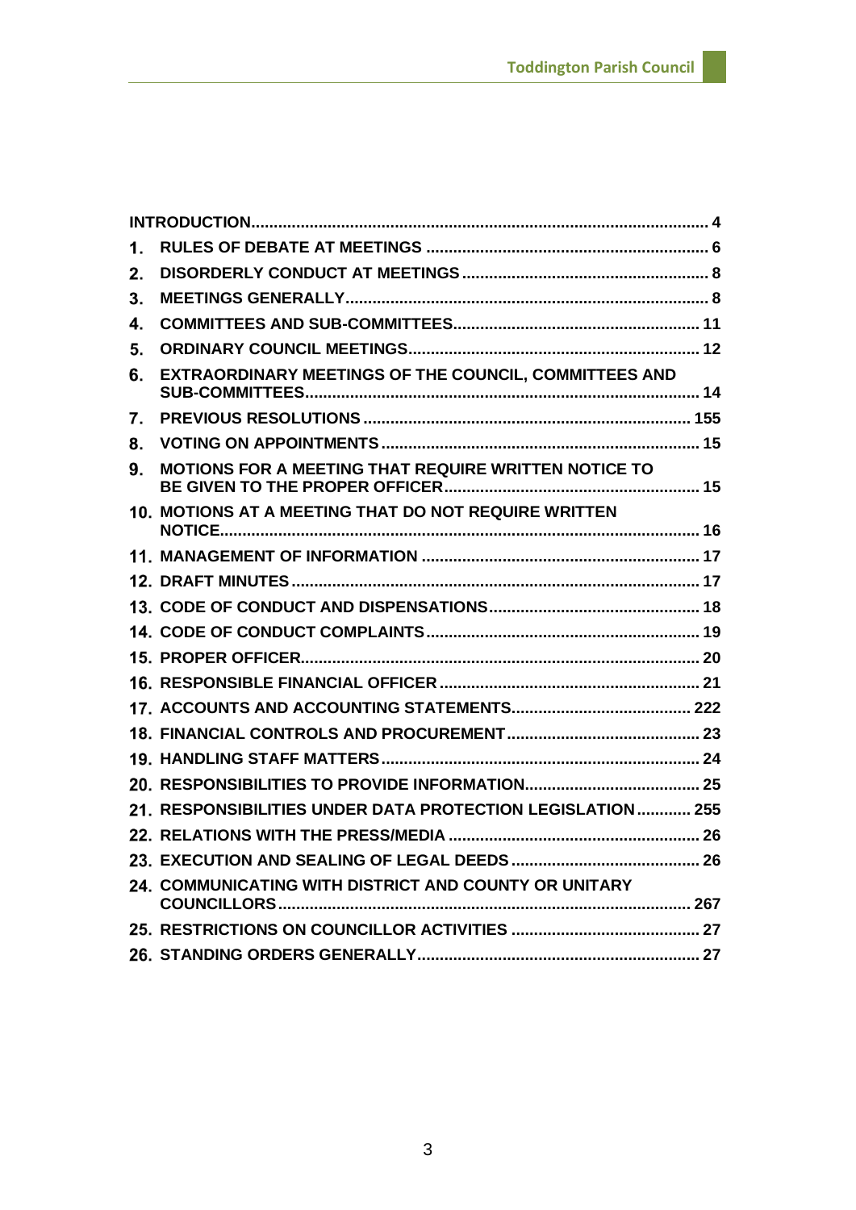| | | |
|---|---|---|
| **INTRODUCTION** | | **4** |
| **1.** | **RULES OF DEBATE AT MEETINGS** | **6** |
| **2.** | **DISORDERLY CONDUCT AT MEETINGS** | **8** |
| **3.** | **MEETINGS GENERALLY** | **8** |
| **4.** | **COMMITTEES AND SUB-COMMITTEES** | **11** |
| **5.** | **ORDINARY COUNCIL MEETINGS** | **12** |
| **6.** | **EXTRAORDINARY MEETINGS OF THE COUNCIL, COMMITTEES AND SUB-COMMITTEES** | **14** |
| **7.** | **PREVIOUS RESOLUTIONS** | **155** |
| **8.** | **VOTING ON APPOINTMENTS** | **15** |
| **9.** | **MOTIONS FOR A MEETING THAT REQUIRE WRITTEN NOTICE TO BE GIVEN TO THE PROPER OFFICER** | **15** |
| **10.** | **MOTIONS AT A MEETING THAT DO NOT REQUIRE WRITTEN NOTICE** | **16** |
| **11.** | **MANAGEMENT OF INFORMATION** | **17** |
| **12.** | **DRAFT MINUTES** | **17** |
| **13.** | **CODE OF CONDUCT AND DISPENSATIONS** | **18** |
| **14.** | **CODE OF CONDUCT COMPLAINTS** | **19** |
| **15.** | **PROPER OFFICER** | **20** |
| **16.** | **RESPONSIBLE FINANCIAL OFFICER** | **21** |
| **17.** | **ACCOUNTS AND ACCOUNTING STATEMENTS** | **222** |
| **18.** | **FINANCIAL CONTROLS AND PROCUREMENT** | **23** |
| **19.** | **HANDLING STAFF MATTERS** | **24** |
| **20.** | **RESPONSIBILITIES TO PROVIDE INFORMATION** | **25** |
| **21.** | **RESPONSIBILITIES UNDER DATA PROTECTION LEGISLATION** | **255** |
| **22.** | **RELATIONS WITH THE PRESS/MEDIA** | **26** |
| **23.** | **EXECUTION AND SEALING OF LEGAL DEEDS** | **26** |
| **24.** | **COMMUNICATING WITH DISTRICT AND COUNTY OR UNITARY COUNCILLORS** | **267** |
| **25.** | **RESTRICTIONS ON COUNCILLOR ACTIVITIES** | **27** |
| **26.** | **STANDING ORDERS GENERALLY** | **27** |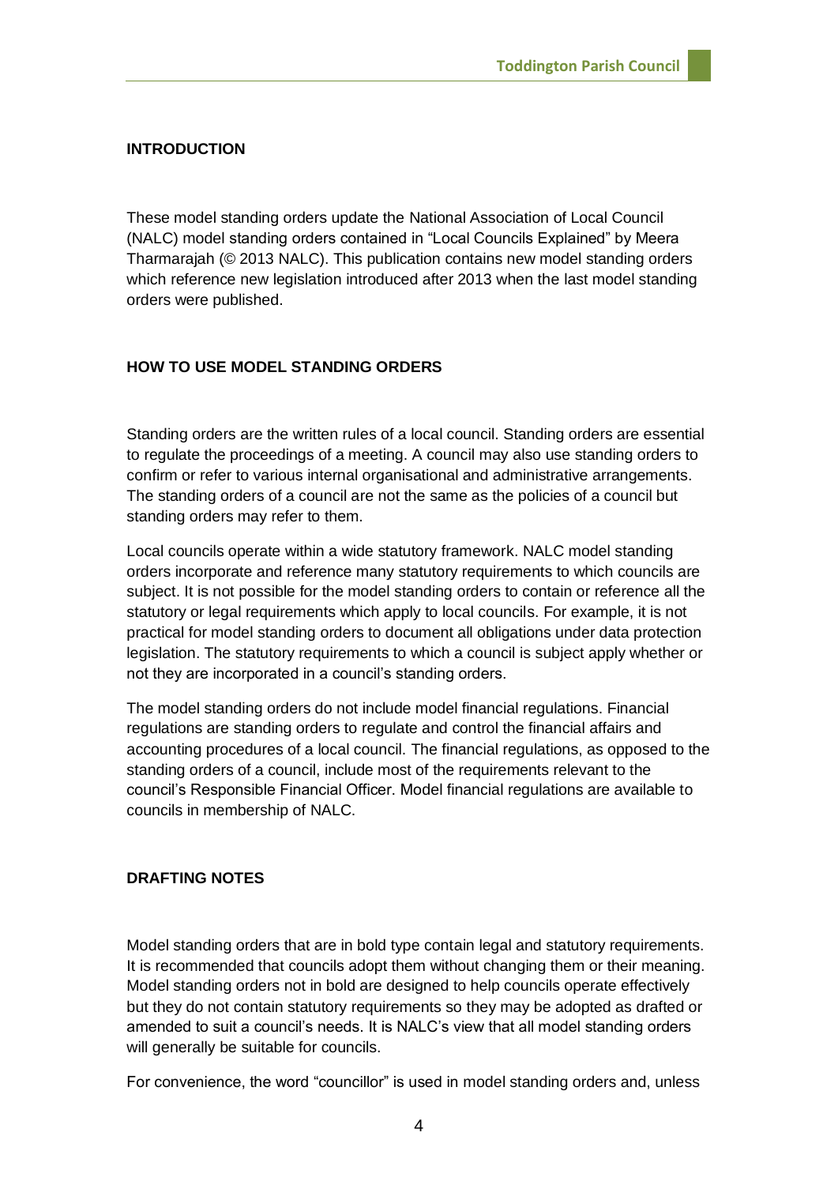## INTRODUCTION

These model standing orders update the National Association of Local Council (NALC) model standing orders contained in "Local Councils Explained" by Meera Tharmarajah (© 2013 NALC). This publication contains new model standing orders which reference new legislation introduced after 2013 when the last model standing orders were published.

## HOW TO USE MODEL STANDING ORDERS

Standing orders are the written rules of a local council. Standing orders are essential to regulate the proceedings of a meeting. A council may also use standing orders to confirm or refer to various internal organisational and administrative arrangements. The standing orders of a council are not the same as the policies of a council but standing orders may refer to them.

Local councils operate within a wide statutory framework. NALC model standing orders incorporate and reference many statutory requirements to which councils are subject. It is not possible for the model standing orders to contain or reference all the statutory or legal requirements which apply to local councils. For example, it is not practical for model standing orders to document all obligations under data protection legislation. The statutory requirements to which a council is subject apply whether or not they are incorporated in a council's standing orders.

The model standing orders do not include model financial regulations. Financial regulations are standing orders to regulate and control the financial affairs and accounting procedures of a local council. The financial regulations, as opposed to the standing orders of a council, include most of the requirements relevant to the council's Responsible Financial Officer. Model financial regulations are available to councils in membership of NALC.

## DRAFTING NOTES

Model standing orders that are in bold type contain legal and statutory requirements. It is recommended that councils adopt them without changing them or their meaning. Model standing orders not in bold are designed to help councils operate effectively but they do not contain statutory requirements so they may be adopted as drafted or amended to suit a council's needs. It is NALC's view that all model standing orders will generally be suitable for councils.

For convenience, the word "councillor" is used in model standing orders and, unless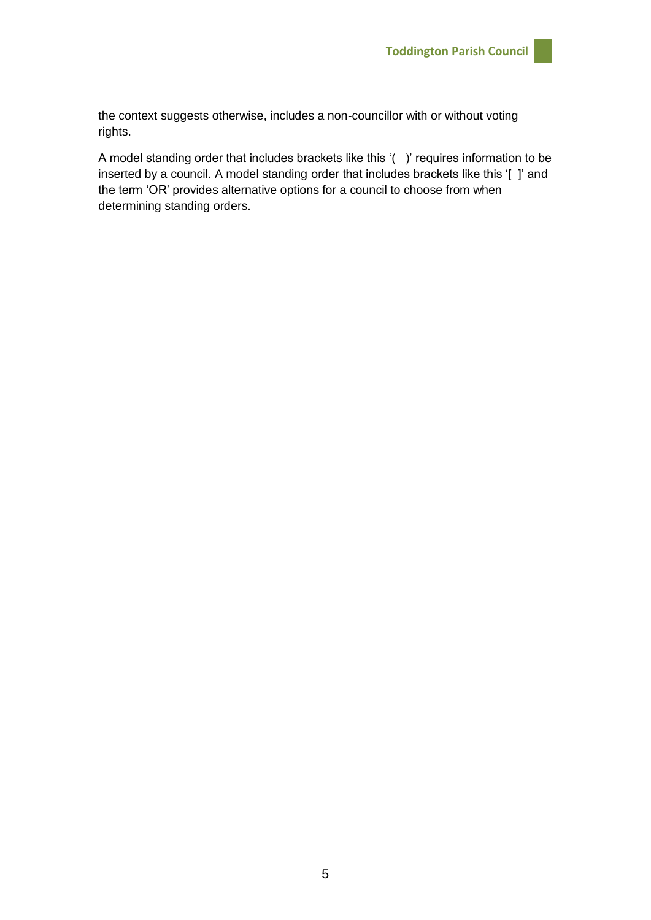the context suggests otherwise, includes a non-councillor with or without voting rights.

A model standing order that includes brackets like this '( )' requires information to be inserted by a council. A model standing order that includes brackets like this '[ ]' and the term 'OR' provides alternative options for a council to choose from when determining standing orders.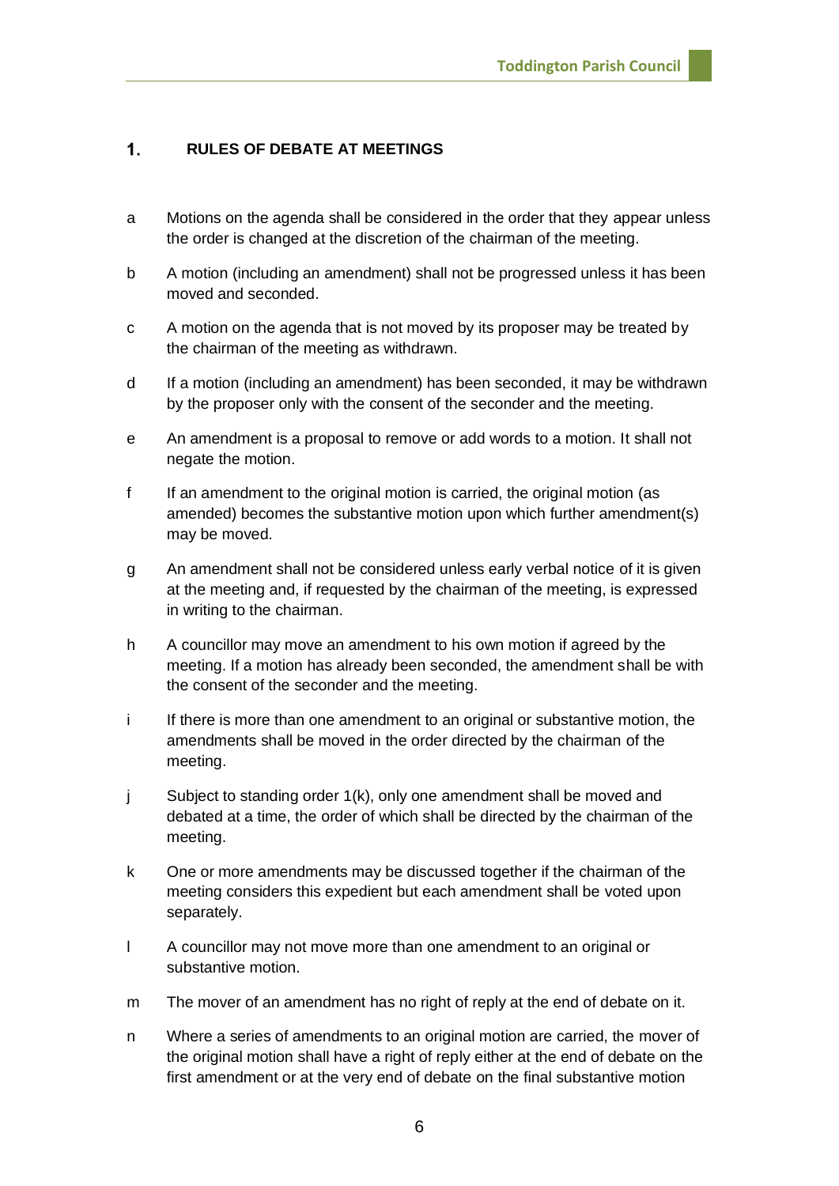## 1. RULES OF DEBATE AT MEETINGS

a Motions on the agenda shall be considered in the order that they appear unless the order is changed at the discretion of the chairman of the meeting.

b A motion (including an amendment) shall not be progressed unless it has been moved and seconded.

c A motion on the agenda that is not moved by its proposer may be treated by the chairman of the meeting as withdrawn.

d If a motion (including an amendment) has been seconded, it may be withdrawn by the proposer only with the consent of the seconder and the meeting.

e An amendment is a proposal to remove or add words to a motion. It shall not negate the motion.

f If an amendment to the original motion is carried, the original motion (as amended) becomes the substantive motion upon which further amendment(s) may be moved.

g An amendment shall not be considered unless early verbal notice of it is given at the meeting and, if requested by the chairman of the meeting, is expressed in writing to the chairman.

h A councillor may move an amendment to his own motion if agreed by the meeting. If a motion has already been seconded, the amendment shall be with the consent of the seconder and the meeting.

i If there is more than one amendment to an original or substantive motion, the amendments shall be moved in the order directed by the chairman of the meeting.

j Subject to standing order 1(k), only one amendment shall be moved and debated at a time, the order of which shall be directed by the chairman of the meeting.

k One or more amendments may be discussed together if the chairman of the meeting considers this expedient but each amendment shall be voted upon separately.

l A councillor may not move more than one amendment to an original or substantive motion.

m The mover of an amendment has no right of reply at the end of debate on it.

n Where a series of amendments to an original motion are carried, the mover of the original motion shall have a right of reply either at the end of debate on the first amendment or at the very end of debate on the final substantive motion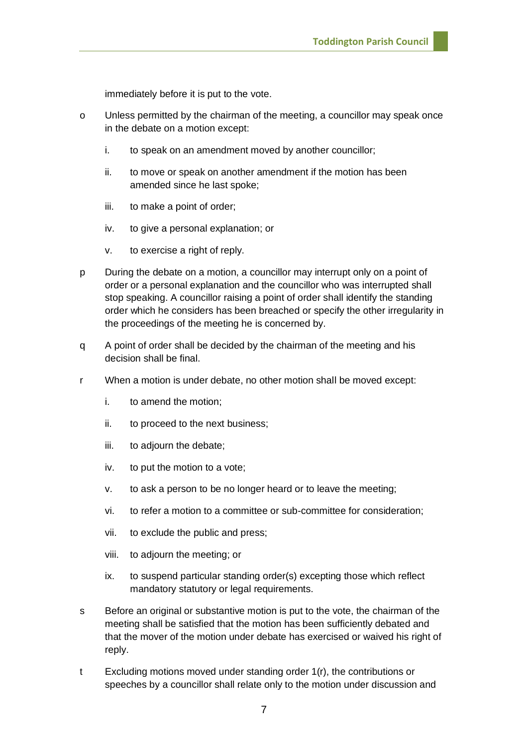immediately before it is put to the vote.

o Unless permitted by the chairman of the meeting, a councillor may speak once in the debate on a motion except:

   i. to speak on an amendment moved by another councillor;

   ii. to move or speak on another amendment if the motion has been amended since he last spoke;

   iii. to make a point of order;

   iv. to give a personal explanation; or

   v. to exercise a right of reply.

p During the debate on a motion, a councillor may interrupt only on a point of order or a personal explanation and the councillor who was interrupted shall stop speaking. A councillor raising a point of order shall identify the standing order which he considers has been breached or specify the other irregularity in the proceedings of the meeting he is concerned by.

q A point of order shall be decided by the chairman of the meeting and his decision shall be final.

r When a motion is under debate, no other motion shall be moved except:

   i. to amend the motion;

   ii. to proceed to the next business;

   iii. to adjourn the debate;

   iv. to put the motion to a vote;

   v. to ask a person to be no longer heard or to leave the meeting;

   vi. to refer a motion to a committee or sub-committee for consideration;

   vii. to exclude the public and press;

   viii. to adjourn the meeting; or

   ix. to suspend particular standing order(s) excepting those which reflect mandatory statutory or legal requirements.

s Before an original or substantive motion is put to the vote, the chairman of the meeting shall be satisfied that the motion has been sufficiently debated and that the mover of the motion under debate has exercised or waived his right of reply.

t Excluding motions moved under standing order 1(r), the contributions or speeches by a councillor shall relate only to the motion under discussion and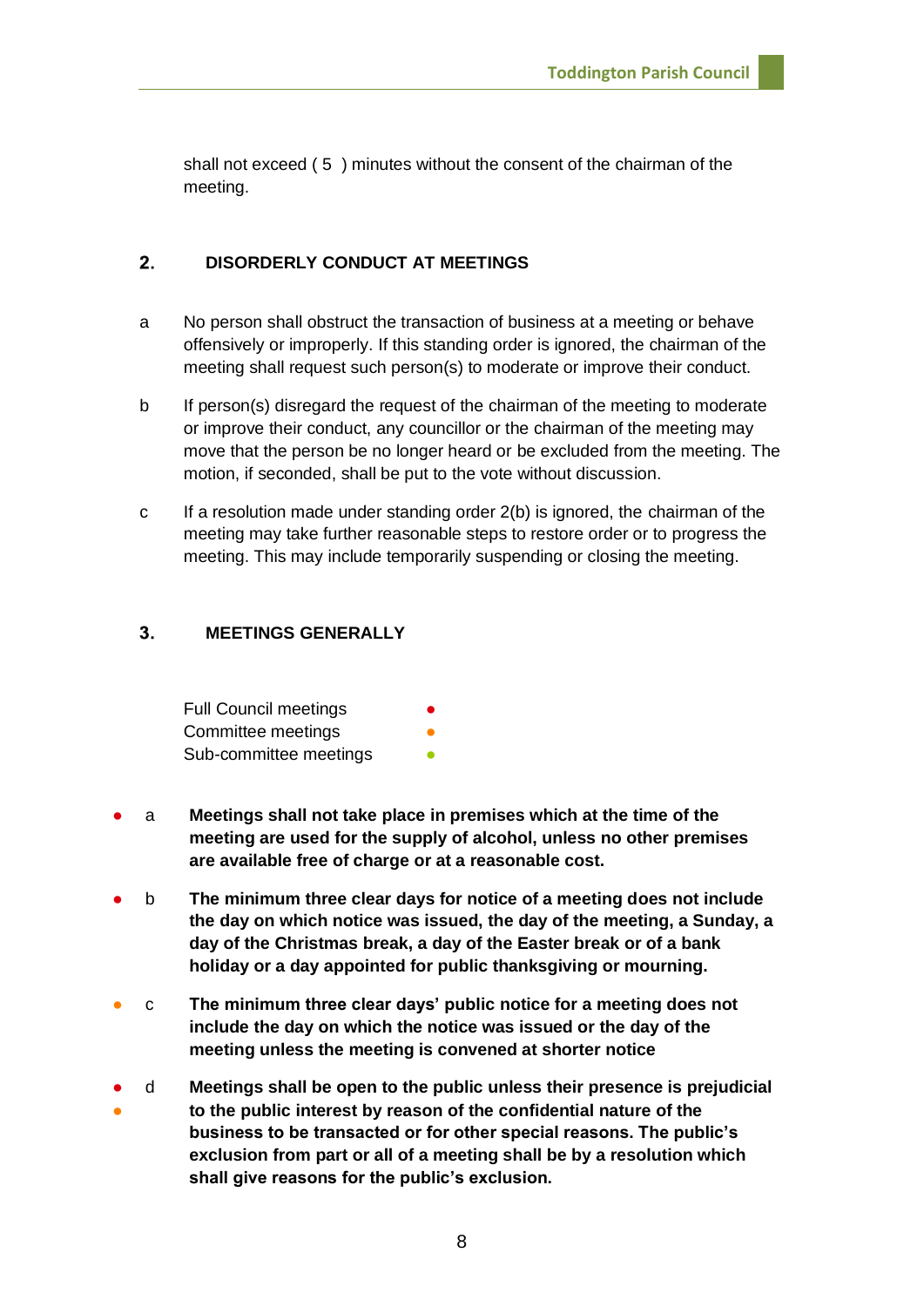shall not exceed ( 5 ) minutes without the consent of the chairman of the meeting.

## 2. DISORDERLY CONDUCT AT MEETINGS

a No person shall obstruct the transaction of business at a meeting or behave offensively or improperly. If this standing order is ignored, the chairman of the meeting shall request such person(s) to moderate or improve their conduct.

b If person(s) disregard the request of the chairman of the meeting to moderate or improve their conduct, any councillor or the chairman of the meeting may move that the person be no longer heard or be excluded from the meeting. The motion, if seconded, shall be put to the vote without discussion.

c If a resolution made under standing order 2(b) is ignored, the chairman of the meeting may take further reasonable steps to restore order or to progress the meeting. This may include temporarily suspending or closing the meeting.

## 3. MEETINGS GENERALLY

Full Council meetings ●
Committee meetings ●
Sub-committee meetings ●

● a **Meetings shall not take place in premises which at the time of the meeting are used for the supply of alcohol, unless no other premises are available free of charge or at a reasonable cost.**

● b **The minimum three clear days for notice of a meeting does not include the day on which notice was issued, the day of the meeting, a Sunday, a day of the Christmas break, a day of the Easter break or of a bank holiday or a day appointed for public thanksgiving or mourning.**

● c **The minimum three clear days' public notice for a meeting does not include the day on which the notice was issued or the day of the meeting unless the meeting is convened at shorter notice**

● ● d **Meetings shall be open to the public unless their presence is prejudicial to the public interest by reason of the confidential nature of the business to be transacted or for other special reasons. The public's exclusion from part or all of a meeting shall be by a resolution which shall give reasons for the public's exclusion.**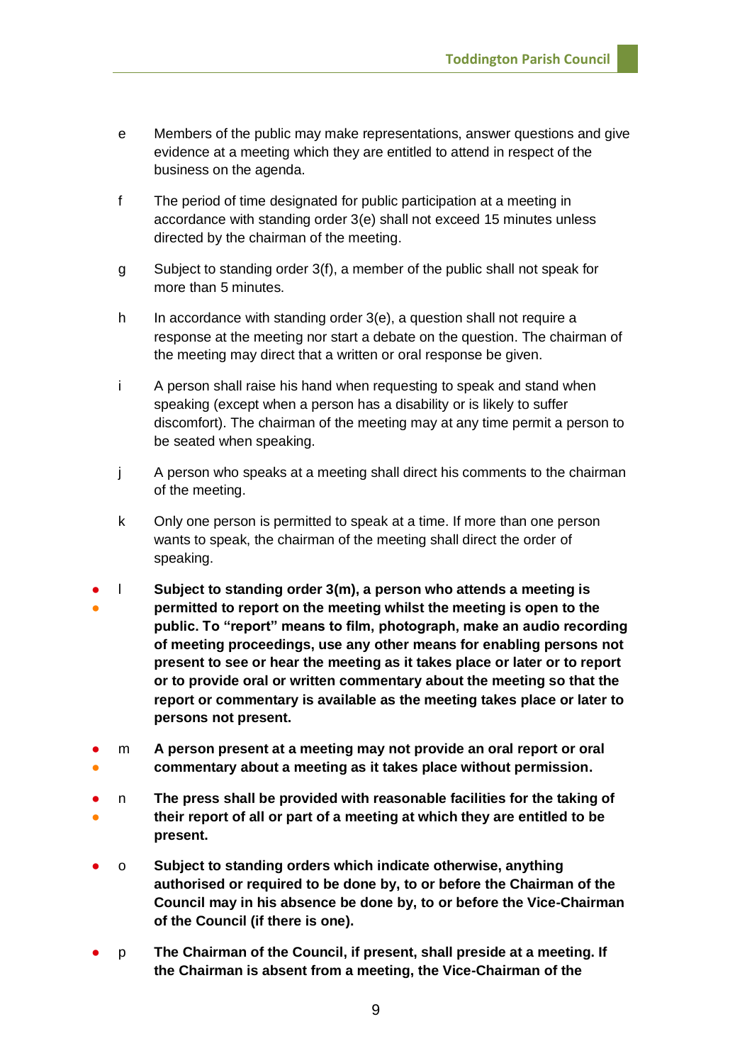e Members of the public may make representations, answer questions and give evidence at a meeting which they are entitled to attend in respect of the business on the agenda.

f The period of time designated for public participation at a meeting in accordance with standing order 3(e) shall not exceed 15 minutes unless directed by the chairman of the meeting.

g Subject to standing order 3(f), a member of the public shall not speak for more than 5 minutes.

h In accordance with standing order 3(e), a question shall not require a response at the meeting nor start a debate on the question. The chairman of the meeting may direct that a written or oral response be given.

i A person shall raise his hand when requesting to speak and stand when speaking (except when a person has a disability or is likely to suffer discomfort). The chairman of the meeting may at any time permit a person to be seated when speaking.

j A person who speaks at a meeting shall direct his comments to the chairman of the meeting.

k Only one person is permitted to speak at a time. If more than one person wants to speak, the chairman of the meeting shall direct the order of speaking.

l **Subject to standing order 3(m), a person who attends a meeting is permitted to report on the meeting whilst the meeting is open to the public. To "report" means to film, photograph, make an audio recording of meeting proceedings, use any other means for enabling persons not present to see or hear the meeting as it takes place or later or to report or to provide oral or written commentary about the meeting so that the report or commentary is available as the meeting takes place or later to persons not present.**

m **A person present at a meeting may not provide an oral report or oral commentary about a meeting as it takes place without permission.**

n **The press shall be provided with reasonable facilities for the taking of their report of all or part of a meeting at which they are entitled to be present.**

o **Subject to standing orders which indicate otherwise, anything authorised or required to be done by, to or before the Chairman of the Council may in his absence be done by, to or before the Vice-Chairman of the Council (if there is one).**

p **The Chairman of the Council, if present, shall preside at a meeting. If the Chairman is absent from a meeting, the Vice-Chairman of the**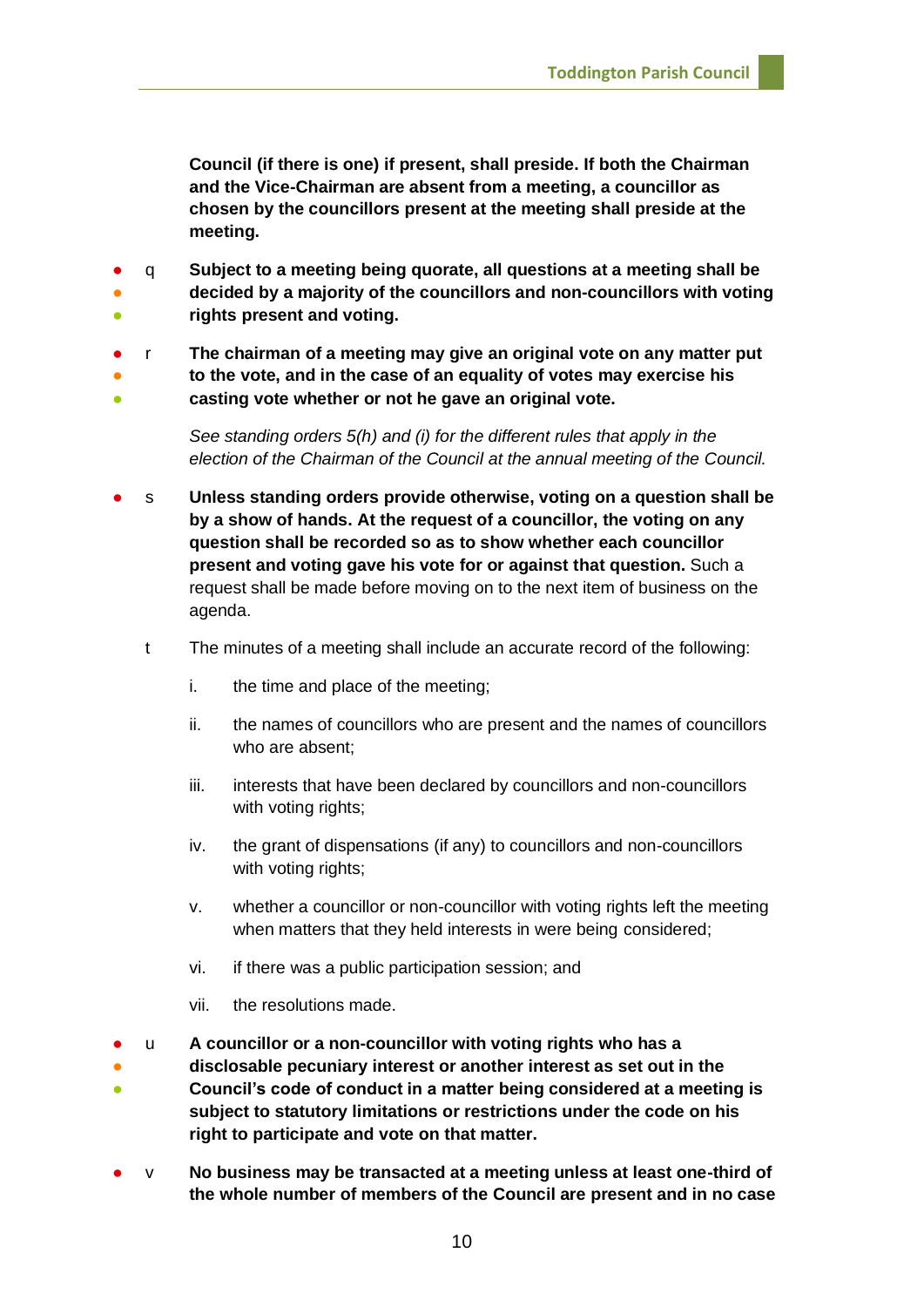**Council (if there is one) if present, shall preside. If both the Chairman and the Vice-Chairman are absent from a meeting, a councillor as chosen by the councillors present at the meeting shall preside at the meeting.**

- ● ● ● q **Subject to a meeting being quorate, all questions at a meeting shall be decided by a majority of the councillors and non-councillors with voting rights present and voting.**

- ● ● ● r **The chairman of a meeting may give an original vote on any matter put to the vote, and in the case of an equality of votes may exercise his casting vote whether or not he gave an original vote.**

  *See standing orders 5(h) and (i) for the different rules that apply in the election of the Chairman of the Council at the annual meeting of the Council.*

- ● s **Unless standing orders provide otherwise, voting on a question shall be by a show of hands. At the request of a councillor, the voting on any question shall be recorded so as to show whether each councillor present and voting gave his vote for or against that question.** Such a request shall be made before moving on to the next item of business on the agenda.

- t The minutes of a meeting shall include an accurate record of the following:

  i. the time and place of the meeting;

  ii. the names of councillors who are present and the names of councillors who are absent;

  iii. interests that have been declared by councillors and non-councillors with voting rights;

  iv. the grant of dispensations (if any) to councillors and non-councillors with voting rights;

  v. whether a councillor or non-councillor with voting rights left the meeting when matters that they held interests in were being considered;

  vi. if there was a public participation session; and

  vii. the resolutions made.

- ● ● ● u **A councillor or a non-councillor with voting rights who has a disclosable pecuniary interest or another interest as set out in the Council's code of conduct in a matter being considered at a meeting is subject to statutory limitations or restrictions under the code on his right to participate and vote on that matter.**

- ● v **No business may be transacted at a meeting unless at least one-third of the whole number of members of the Council are present and in no case**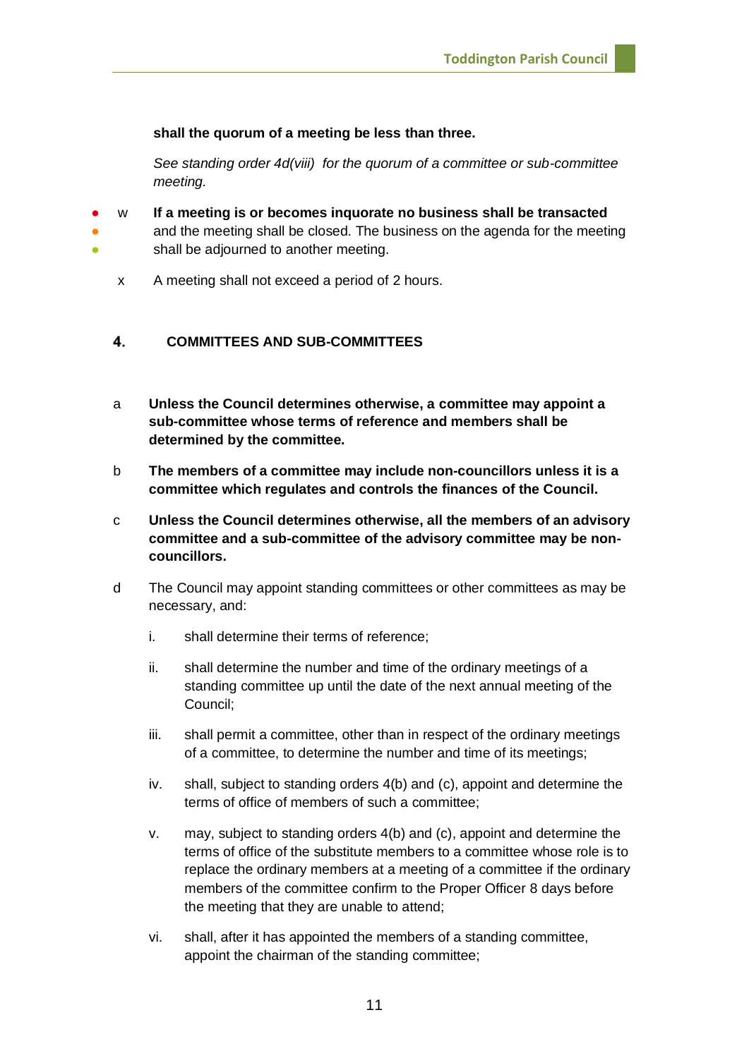**shall the quorum of a meeting be less than three.**

*See standing order 4d(viii) for the quorum of a committee or sub-committee meeting.*

w **If a meeting is or becomes inquorate no business shall be transacted** and the meeting shall be closed. The business on the agenda for the meeting shall be adjourned to another meeting.

x A meeting shall not exceed a period of 2 hours.

## 4. COMMITTEES AND SUB-COMMITTEES

a **Unless the Council determines otherwise, a committee may appoint a sub-committee whose terms of reference and members shall be determined by the committee.**

b **The members of a committee may include non-councillors unless it is a committee which regulates and controls the finances of the Council.**

c **Unless the Council determines otherwise, all the members of an advisory committee and a sub-committee of the advisory committee may be non-councillors.**

d The Council may appoint standing committees or other committees as may be necessary, and:

i. shall determine their terms of reference;

ii. shall determine the number and time of the ordinary meetings of a standing committee up until the date of the next annual meeting of the Council;

iii. shall permit a committee, other than in respect of the ordinary meetings of a committee, to determine the number and time of its meetings;

iv. shall, subject to standing orders 4(b) and (c), appoint and determine the terms of office of members of such a committee;

v. may, subject to standing orders 4(b) and (c), appoint and determine the terms of office of the substitute members to a committee whose role is to replace the ordinary members at a meeting of a committee if the ordinary members of the committee confirm to the Proper Officer 8 days before the meeting that they are unable to attend;

vi. shall, after it has appointed the members of a standing committee, appoint the chairman of the standing committee;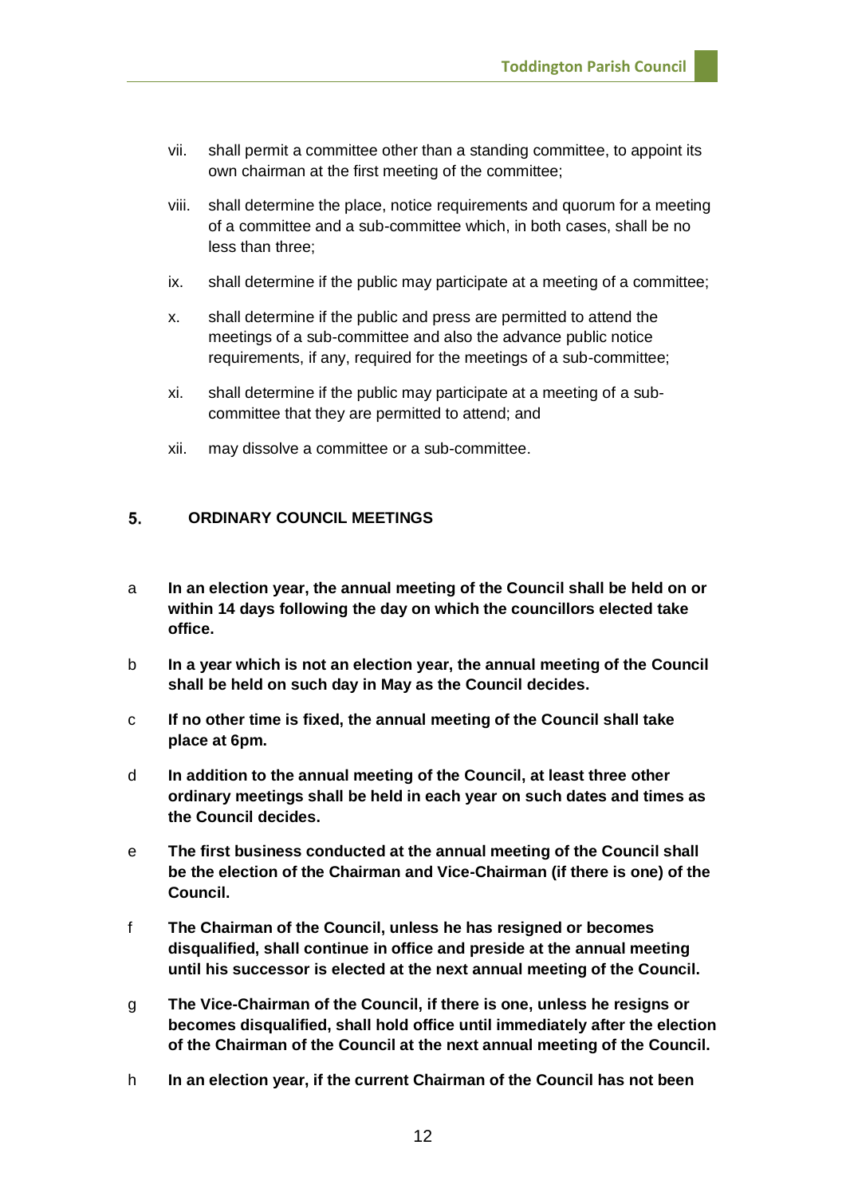vii. shall permit a committee other than a standing committee, to appoint its own chairman at the first meeting of the committee;

viii. shall determine the place, notice requirements and quorum for a meeting of a committee and a sub-committee which, in both cases, shall be no less than three;

ix. shall determine if the public may participate at a meeting of a committee;

x. shall determine if the public and press are permitted to attend the meetings of a sub-committee and also the advance public notice requirements, if any, required for the meetings of a sub-committee;

xi. shall determine if the public may participate at a meeting of a sub-committee that they are permitted to attend; and

xii. may dissolve a committee or a sub-committee.

## 5. ORDINARY COUNCIL MEETINGS

a **In an election year, the annual meeting of the Council shall be held on or within 14 days following the day on which the councillors elected take office.**

b **In a year which is not an election year, the annual meeting of the Council shall be held on such day in May as the Council decides.**

c **If no other time is fixed, the annual meeting of the Council shall take place at 6pm.**

d **In addition to the annual meeting of the Council, at least three other ordinary meetings shall be held in each year on such dates and times as the Council decides.**

e **The first business conducted at the annual meeting of the Council shall be the election of the Chairman and Vice-Chairman (if there is one) of the Council.**

f **The Chairman of the Council, unless he has resigned or becomes disqualified, shall continue in office and preside at the annual meeting until his successor is elected at the next annual meeting of the Council.**

g **The Vice-Chairman of the Council, if there is one, unless he resigns or becomes disqualified, shall hold office until immediately after the election of the Chairman of the Council at the next annual meeting of the Council.**

h **In an election year, if the current Chairman of the Council has not been**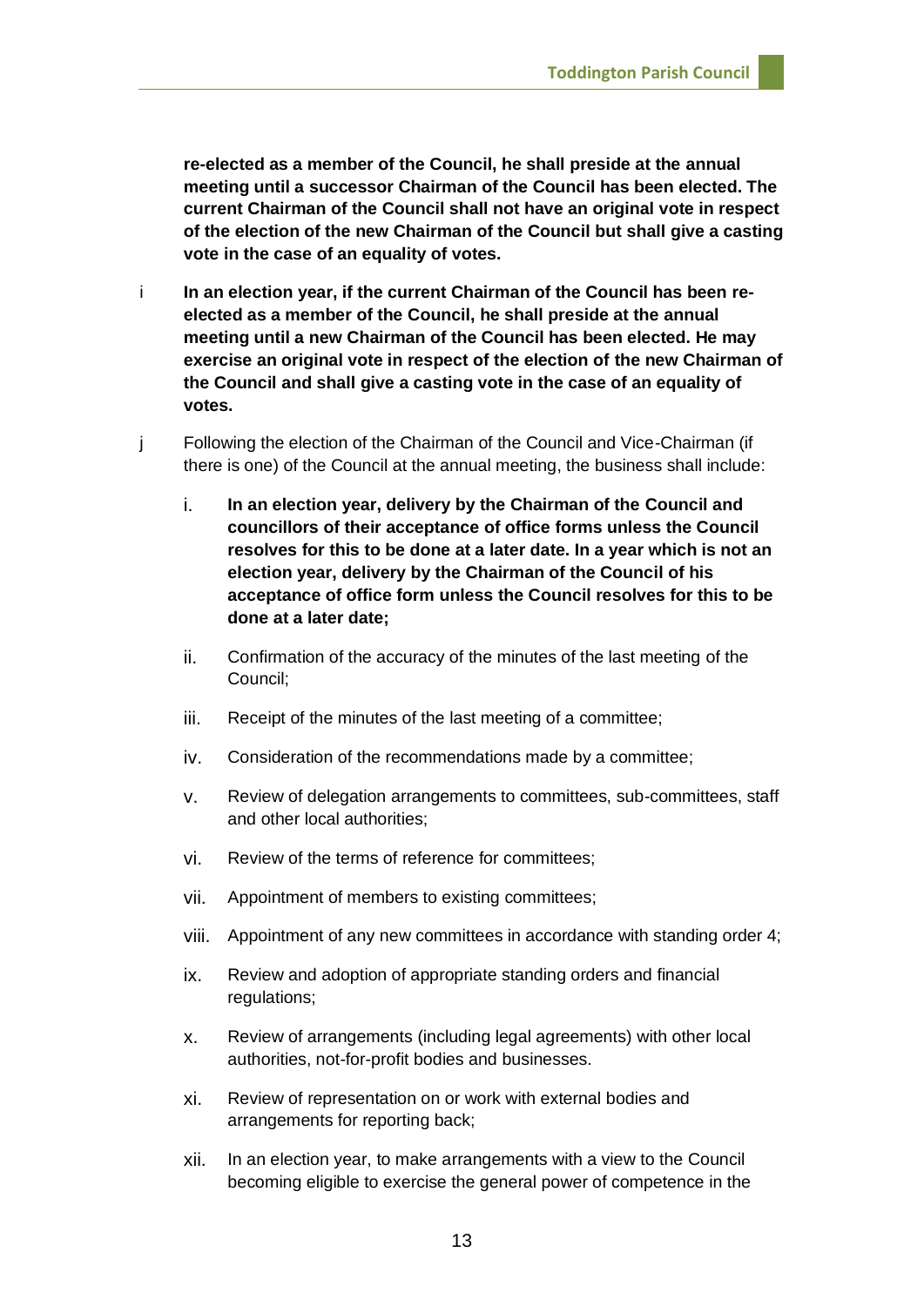**re-elected as a member of the Council, he shall preside at the annual meeting until a successor Chairman of the Council has been elected. The current Chairman of the Council shall not have an original vote in respect of the election of the new Chairman of the Council but shall give a casting vote in the case of an equality of votes.**

i **In an election year, if the current Chairman of the Council has been re-elected as a member of the Council, he shall preside at the annual meeting until a new Chairman of the Council has been elected. He may exercise an original vote in respect of the election of the new Chairman of the Council and shall give a casting vote in the case of an equality of votes.**

j Following the election of the Chairman of the Council and Vice-Chairman (if there is one) of the Council at the annual meeting, the business shall include:

   i. **In an election year, delivery by the Chairman of the Council and councillors of their acceptance of office forms unless the Council resolves for this to be done at a later date. In a year which is not an election year, delivery by the Chairman of the Council of his acceptance of office form unless the Council resolves for this to be done at a later date;**

   ii. Confirmation of the accuracy of the minutes of the last meeting of the Council;

   iii. Receipt of the minutes of the last meeting of a committee;

   iv. Consideration of the recommendations made by a committee;

   v. Review of delegation arrangements to committees, sub-committees, staff and other local authorities;

   vi. Review of the terms of reference for committees;

   vii. Appointment of members to existing committees;

   viii. Appointment of any new committees in accordance with standing order 4;

   ix. Review and adoption of appropriate standing orders and financial regulations;

   x. Review of arrangements (including legal agreements) with other local authorities, not-for-profit bodies and businesses.

   xi. Review of representation on or work with external bodies and arrangements for reporting back;

   xii. In an election year, to make arrangements with a view to the Council becoming eligible to exercise the general power of competence in the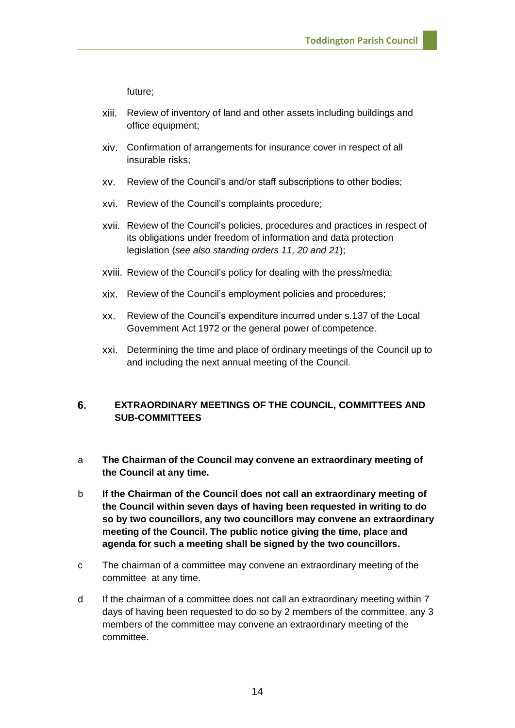future;

xiii. Review of inventory of land and other assets including buildings and office equipment;

xiv. Confirmation of arrangements for insurance cover in respect of all insurable risks;

xv. Review of the Council's and/or staff subscriptions to other bodies;

xvi. Review of the Council's complaints procedure;

xvii. Review of the Council's policies, procedures and practices in respect of its obligations under freedom of information and data protection legislation (*see also standing orders 11, 20 and 21*);

xviii. Review of the Council's policy for dealing with the press/media;

xix. Review of the Council's employment policies and procedures;

xx. Review of the Council's expenditure incurred under s.137 of the Local Government Act 1972 or the general power of competence.

xxi. Determining the time and place of ordinary meetings of the Council up to and including the next annual meeting of the Council.

## 6. EXTRAORDINARY MEETINGS OF THE COUNCIL, COMMITTEES AND SUB-COMMITTEES

a **The Chairman of the Council may convene an extraordinary meeting of the Council at any time.**

b **If the Chairman of the Council does not call an extraordinary meeting of the Council within seven days of having been requested in writing to do so by two councillors, any two councillors may convene an extraordinary meeting of the Council. The public notice giving the time, place and agenda for such a meeting shall be signed by the two councillors.**

c The chairman of a committee may convene an extraordinary meeting of the committee at any time.

d If the chairman of a committee does not call an extraordinary meeting within 7 days of having been requested to do so by 2 members of the committee, any 3 members of the committee may convene an extraordinary meeting of the committee.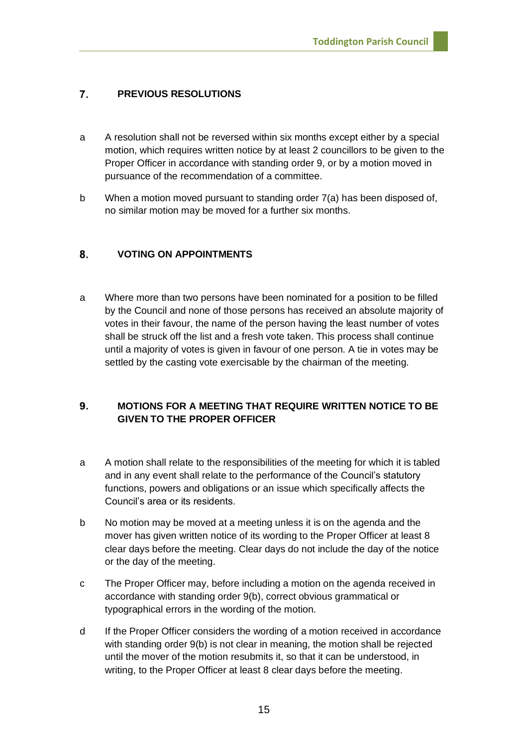## 7. PREVIOUS RESOLUTIONS

a  A resolution shall not be reversed within six months except either by a special motion, which requires written notice by at least 2 councillors to be given to the Proper Officer in accordance with standing order 9, or by a motion moved in pursuance of the recommendation of a committee.

b  When a motion moved pursuant to standing order 7(a) has been disposed of, no similar motion may be moved for a further six months.

## 8. VOTING ON APPOINTMENTS

a  Where more than two persons have been nominated for a position to be filled by the Council and none of those persons has received an absolute majority of votes in their favour, the name of the person having the least number of votes shall be struck off the list and a fresh vote taken. This process shall continue until a majority of votes is given in favour of one person. A tie in votes may be settled by the casting vote exercisable by the chairman of the meeting.

## 9. MOTIONS FOR A MEETING THAT REQUIRE WRITTEN NOTICE TO BE GIVEN TO THE PROPER OFFICER

a  A motion shall relate to the responsibilities of the meeting for which it is tabled and in any event shall relate to the performance of the Council's statutory functions, powers and obligations or an issue which specifically affects the Council's area or its residents.

b  No motion may be moved at a meeting unless it is on the agenda and the mover has given written notice of its wording to the Proper Officer at least 8 clear days before the meeting. Clear days do not include the day of the notice or the day of the meeting.

c  The Proper Officer may, before including a motion on the agenda received in accordance with standing order 9(b), correct obvious grammatical or typographical errors in the wording of the motion.

d  If the Proper Officer considers the wording of a motion received in accordance with standing order 9(b) is not clear in meaning, the motion shall be rejected until the mover of the motion resubmits it, so that it can be understood, in writing, to the Proper Officer at least 8 clear days before the meeting.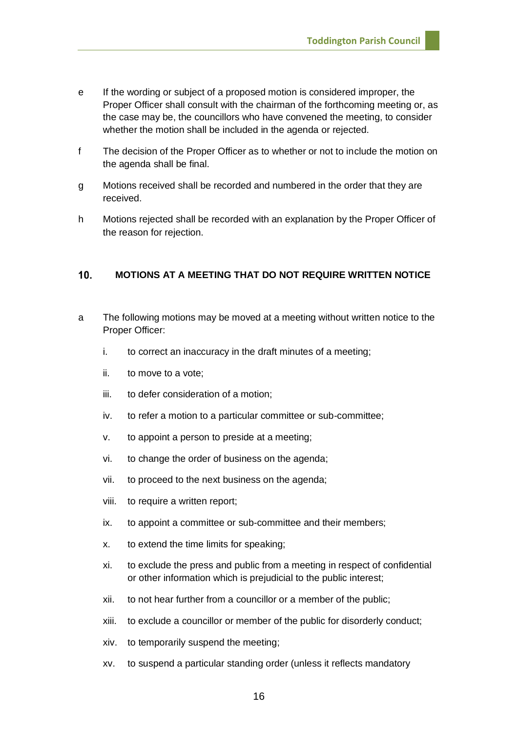e If the wording or subject of a proposed motion is considered improper, the Proper Officer shall consult with the chairman of the forthcoming meeting or, as the case may be, the councillors who have convened the meeting, to consider whether the motion shall be included in the agenda or rejected.

f The decision of the Proper Officer as to whether or not to include the motion on the agenda shall be final.

g Motions received shall be recorded and numbered in the order that they are received.

h Motions rejected shall be recorded with an explanation by the Proper Officer of the reason for rejection.

## 10. MOTIONS AT A MEETING THAT DO NOT REQUIRE WRITTEN NOTICE

a The following motions may be moved at a meeting without written notice to the Proper Officer:

i. to correct an inaccuracy in the draft minutes of a meeting;

ii. to move to a vote;

iii. to defer consideration of a motion;

iv. to refer a motion to a particular committee or sub-committee;

v. to appoint a person to preside at a meeting;

vi. to change the order of business on the agenda;

vii. to proceed to the next business on the agenda;

viii. to require a written report;

ix. to appoint a committee or sub-committee and their members;

x. to extend the time limits for speaking;

xi. to exclude the press and public from a meeting in respect of confidential or other information which is prejudicial to the public interest;

xii. to not hear further from a councillor or a member of the public;

xiii. to exclude a councillor or member of the public for disorderly conduct;

xiv. to temporarily suspend the meeting;

xv. to suspend a particular standing order (unless it reflects mandatory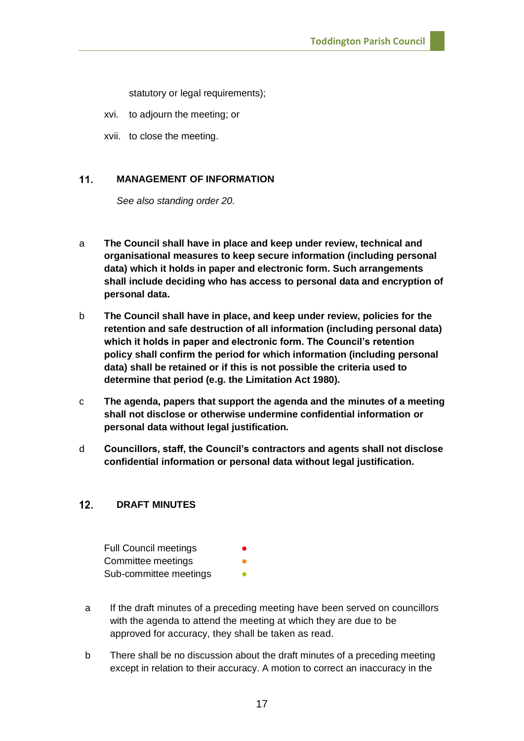statutory or legal requirements);

xvi. to adjourn the meeting; or

xvii. to close the meeting.

## 11. MANAGEMENT OF INFORMATION

*See also standing order 20.*

a **The Council shall have in place and keep under review, technical and organisational measures to keep secure information (including personal data) which it holds in paper and electronic form. Such arrangements shall include deciding who has access to personal data and encryption of personal data.**

b **The Council shall have in place, and keep under review, policies for the retention and safe destruction of all information (including personal data) which it holds in paper and electronic form. The Council's retention policy shall confirm the period for which information (including personal data) shall be retained or if this is not possible the criteria used to determine that period (e.g. the Limitation Act 1980).**

c **The agenda, papers that support the agenda and the minutes of a meeting shall not disclose or otherwise undermine confidential information or personal data without legal justification.**

d **Councillors, staff, the Council's contractors and agents shall not disclose confidential information or personal data without legal justification.**

## 12. DRAFT MINUTES

Full Council meetings ●
Committee meetings ●
Sub-committee meetings ●

a If the draft minutes of a preceding meeting have been served on councillors with the agenda to attend the meeting at which they are due to be approved for accuracy, they shall be taken as read.

b There shall be no discussion about the draft minutes of a preceding meeting except in relation to their accuracy. A motion to correct an inaccuracy in the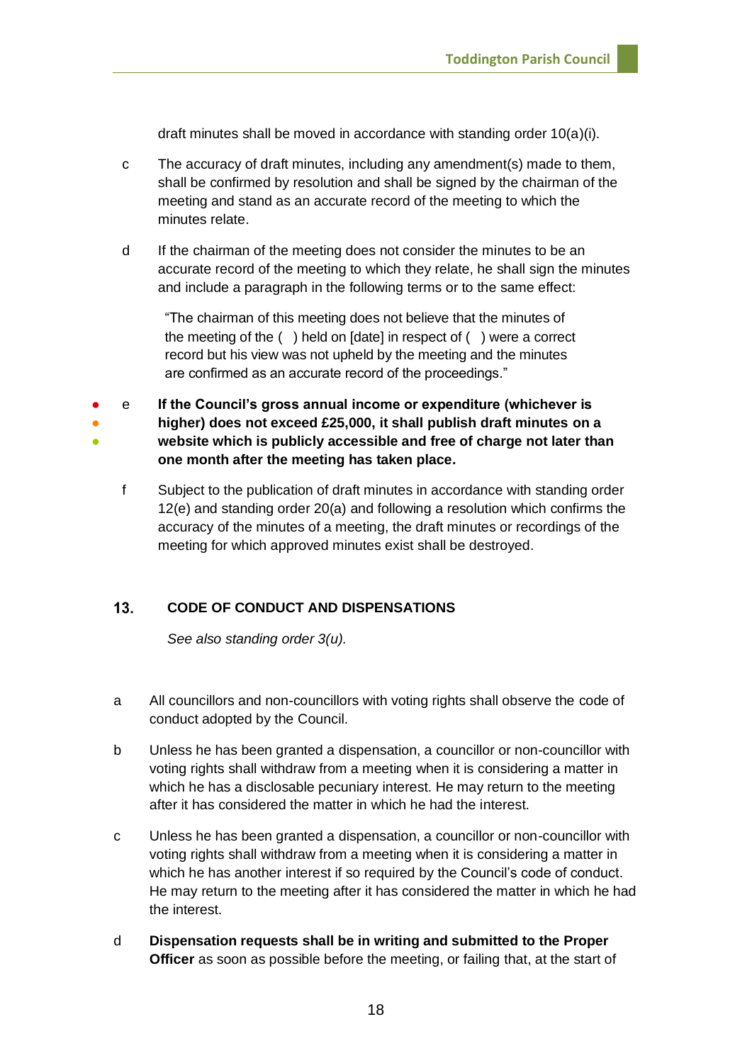draft minutes shall be moved in accordance with standing order 10(a)(i).

c The accuracy of draft minutes, including any amendment(s) made to them, shall be confirmed by resolution and shall be signed by the chairman of the meeting and stand as an accurate record of the meeting to which the minutes relate.

d If the chairman of the meeting does not consider the minutes to be an accurate record of the meeting to which they relate, he shall sign the minutes and include a paragraph in the following terms or to the same effect:

> "The chairman of this meeting does not believe that the minutes of the meeting of the ( ) held on [date] in respect of ( ) were a correct record but his view was not upheld by the meeting and the minutes are confirmed as an accurate record of the proceedings."

e **If the Council's gross annual income or expenditure (whichever is higher) does not exceed £25,000, it shall publish draft minutes on a website which is publicly accessible and free of charge not later than one month after the meeting has taken place.**

f Subject to the publication of draft minutes in accordance with standing order 12(e) and standing order 20(a) and following a resolution which confirms the accuracy of the minutes of a meeting, the draft minutes or recordings of the meeting for which approved minutes exist shall be destroyed.

## 13. CODE OF CONDUCT AND DISPENSATIONS

*See also standing order 3(u).*

a All councillors and non-councillors with voting rights shall observe the code of conduct adopted by the Council.

b Unless he has been granted a dispensation, a councillor or non-councillor with voting rights shall withdraw from a meeting when it is considering a matter in which he has a disclosable pecuniary interest. He may return to the meeting after it has considered the matter in which he had the interest.

c Unless he has been granted a dispensation, a councillor or non-councillor with voting rights shall withdraw from a meeting when it is considering a matter in which he has another interest if so required by the Council's code of conduct. He may return to the meeting after it has considered the matter in which he had the interest.

d **Dispensation requests shall be in writing and submitted to the Proper Officer** as soon as possible before the meeting, or failing that, at the start of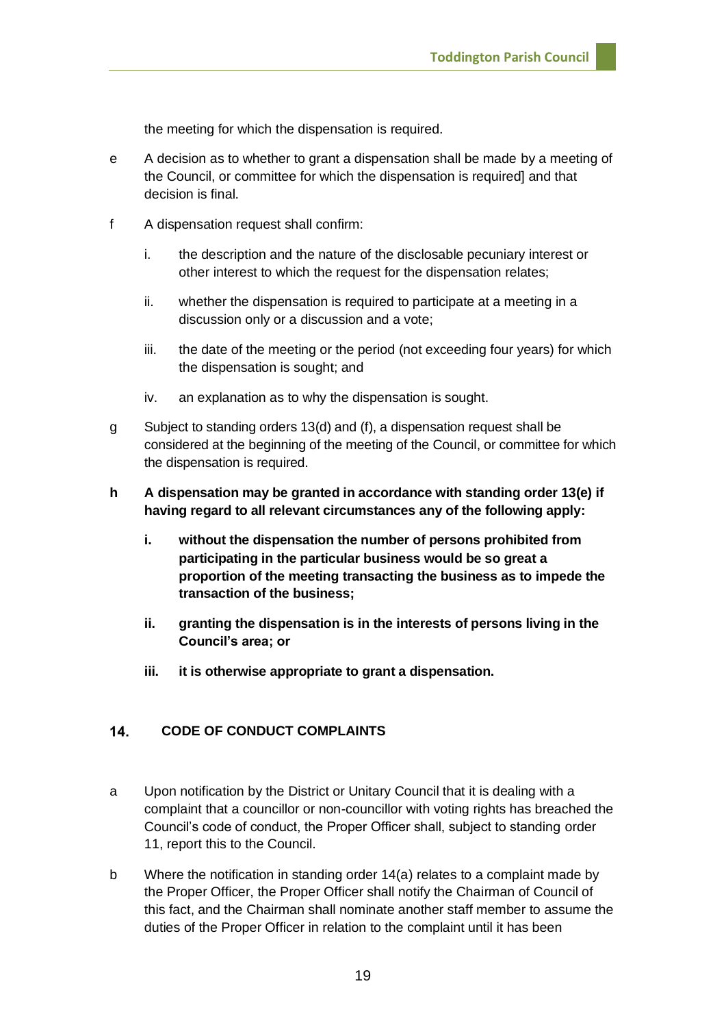the meeting for which the dispensation is required.

e A decision as to whether to grant a dispensation shall be made by a meeting of the Council, or committee for which the dispensation is required] and that decision is final.

f A dispensation request shall confirm:

i. the description and the nature of the disclosable pecuniary interest or other interest to which the request for the dispensation relates;

ii. whether the dispensation is required to participate at a meeting in a discussion only or a discussion and a vote;

iii. the date of the meeting or the period (not exceeding four years) for which the dispensation is sought; and

iv. an explanation as to why the dispensation is sought.

g Subject to standing orders 13(d) and (f), a dispensation request shall be considered at the beginning of the meeting of the Council, or committee for which the dispensation is required.

**h A dispensation may be granted in accordance with standing order 13(e) if having regard to all relevant circumstances any of the following apply:**

**i. without the dispensation the number of persons prohibited from participating in the particular business would be so great a proportion of the meeting transacting the business as to impede the transaction of the business;**

**ii. granting the dispensation is in the interests of persons living in the Council's area; or**

**iii. it is otherwise appropriate to grant a dispensation.**

## 14. CODE OF CONDUCT COMPLAINTS

a Upon notification by the District or Unitary Council that it is dealing with a complaint that a councillor or non-councillor with voting rights has breached the Council's code of conduct, the Proper Officer shall, subject to standing order 11, report this to the Council.

b Where the notification in standing order 14(a) relates to a complaint made by the Proper Officer, the Proper Officer shall notify the Chairman of Council of this fact, and the Chairman shall nominate another staff member to assume the duties of the Proper Officer in relation to the complaint until it has been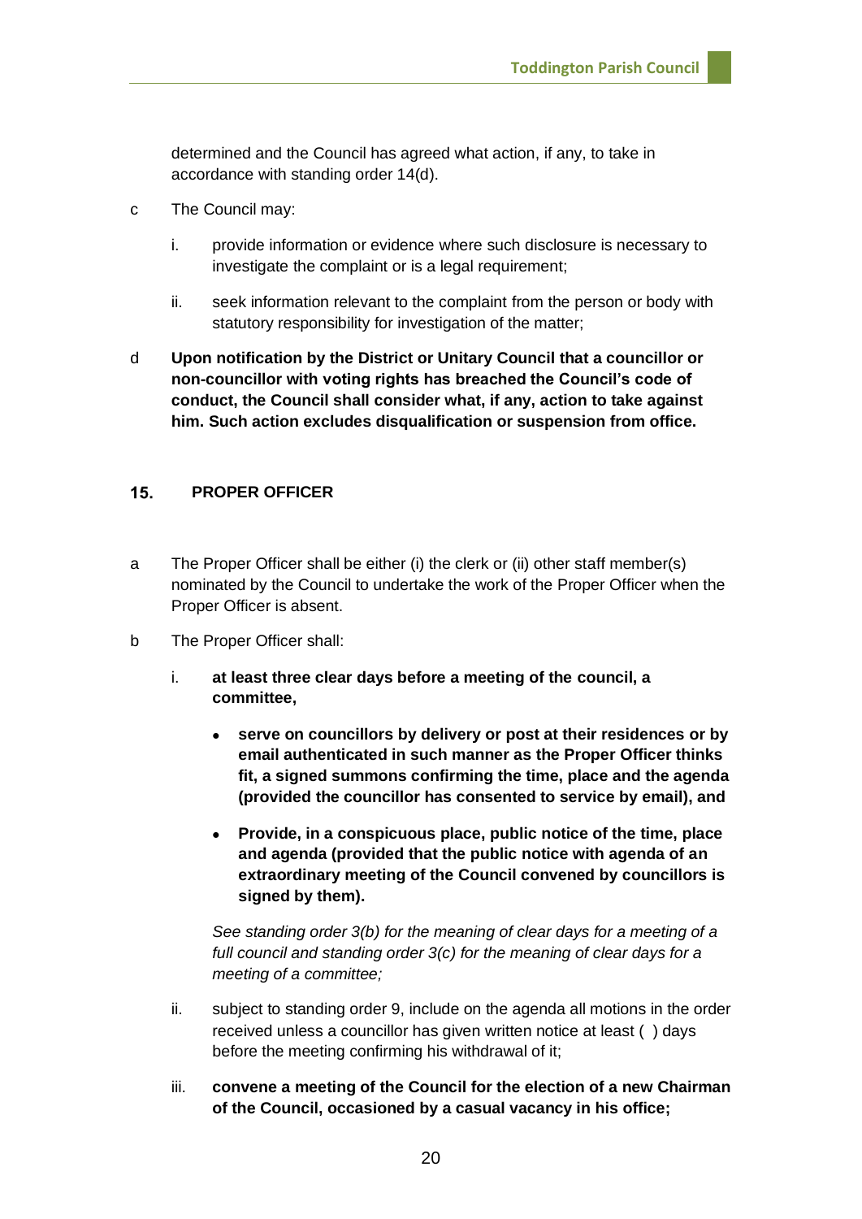determined and the Council has agreed what action, if any, to take in accordance with standing order 14(d).

c The Council may:

  i. provide information or evidence where such disclosure is necessary to investigate the complaint or is a legal requirement;

  ii. seek information relevant to the complaint from the person or body with statutory responsibility for investigation of the matter;

d **Upon notification by the District or Unitary Council that a councillor or non-councillor with voting rights has breached the Council's code of conduct, the Council shall consider what, if any, action to take against him. Such action excludes disqualification or suspension from office.**

## 15. PROPER OFFICER

a The Proper Officer shall be either (i) the clerk or (ii) other staff member(s) nominated by the Council to undertake the work of the Proper Officer when the Proper Officer is absent.

b The Proper Officer shall:

  i. **at least three clear days before a meeting of the council, a committee,**

  - **serve on councillors by delivery or post at their residences or by email authenticated in such manner as the Proper Officer thinks fit, a signed summons confirming the time, place and the agenda (provided the councillor has consented to service by email), and**

  - **Provide, in a conspicuous place, public notice of the time, place and agenda (provided that the public notice with agenda of an extraordinary meeting of the Council convened by councillors is signed by them).**

  *See standing order 3(b) for the meaning of clear days for a meeting of a full council and standing order 3(c) for the meaning of clear days for a meeting of a committee;*

  ii. subject to standing order 9, include on the agenda all motions in the order received unless a councillor has given written notice at least ( ) days before the meeting confirming his withdrawal of it;

  iii. **convene a meeting of the Council for the election of a new Chairman of the Council, occasioned by a casual vacancy in his office;**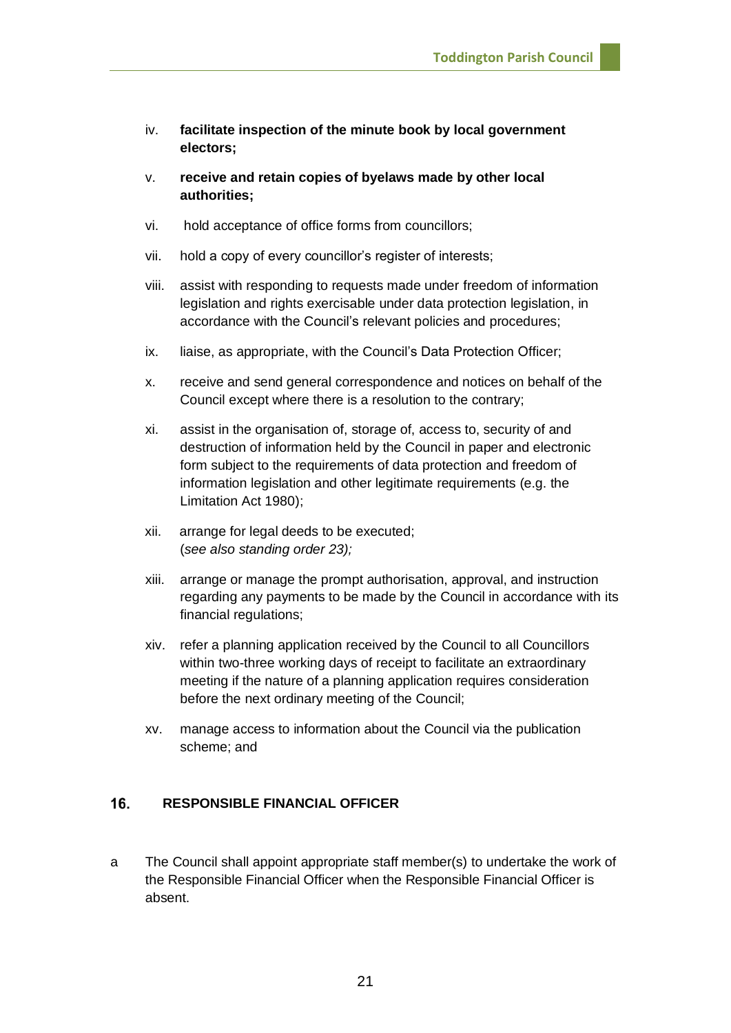iv. **facilitate inspection of the minute book by local government electors;**

v. **receive and retain copies of byelaws made by other local authorities;**

vi. hold acceptance of office forms from councillors;

vii. hold a copy of every councillor's register of interests;

viii. assist with responding to requests made under freedom of information legislation and rights exercisable under data protection legislation, in accordance with the Council's relevant policies and procedures;

ix. liaise, as appropriate, with the Council's Data Protection Officer;

x. receive and send general correspondence and notices on behalf of the Council except where there is a resolution to the contrary;

xi. assist in the organisation of, storage of, access to, security of and destruction of information held by the Council in paper and electronic form subject to the requirements of data protection and freedom of information legislation and other legitimate requirements (e.g. the Limitation Act 1980);

xii. arrange for legal deeds to be executed;
(*see also standing order 23);*

xiii. arrange or manage the prompt authorisation, approval, and instruction regarding any payments to be made by the Council in accordance with its financial regulations;

xiv. refer a planning application received by the Council to all Councillors within two-three working days of receipt to facilitate an extraordinary meeting if the nature of a planning application requires consideration before the next ordinary meeting of the Council;

xv. manage access to information about the Council via the publication scheme; and

## 16. RESPONSIBLE FINANCIAL OFFICER

a The Council shall appoint appropriate staff member(s) to undertake the work of the Responsible Financial Officer when the Responsible Financial Officer is absent.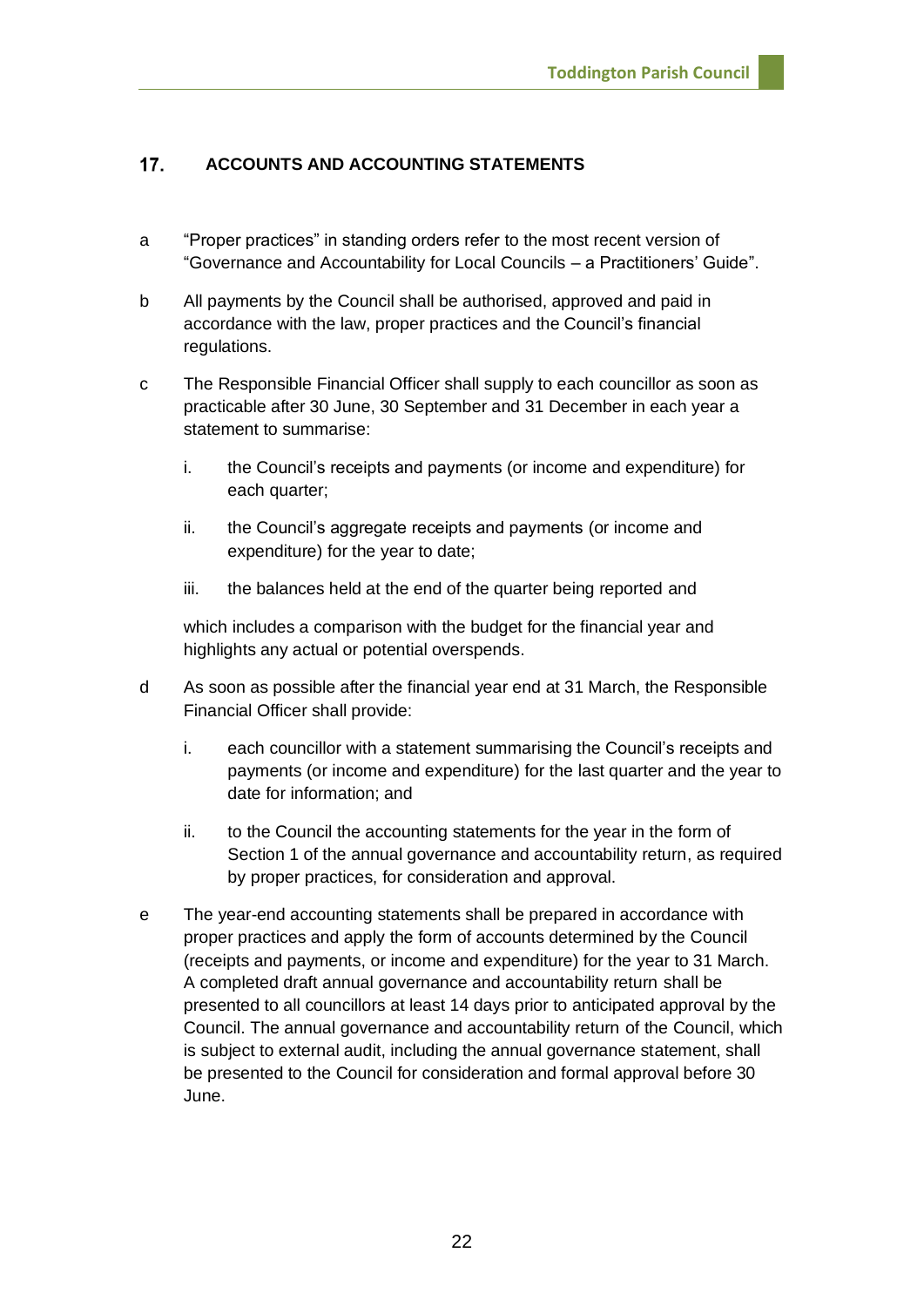## 17. ACCOUNTS AND ACCOUNTING STATEMENTS

a "Proper practices" in standing orders refer to the most recent version of "Governance and Accountability for Local Councils – a Practitioners' Guide".

b All payments by the Council shall be authorised, approved and paid in accordance with the law, proper practices and the Council's financial regulations.

c The Responsible Financial Officer shall supply to each councillor as soon as practicable after 30 June, 30 September and 31 December in each year a statement to summarise:

   i. the Council's receipts and payments (or income and expenditure) for each quarter;

   ii. the Council's aggregate receipts and payments (or income and expenditure) for the year to date;

   iii. the balances held at the end of the quarter being reported and

   which includes a comparison with the budget for the financial year and highlights any actual or potential overspends.

d As soon as possible after the financial year end at 31 March, the Responsible Financial Officer shall provide:

   i. each councillor with a statement summarising the Council's receipts and payments (or income and expenditure) for the last quarter and the year to date for information; and

   ii. to the Council the accounting statements for the year in the form of Section 1 of the annual governance and accountability return, as required by proper practices, for consideration and approval.

e The year-end accounting statements shall be prepared in accordance with proper practices and apply the form of accounts determined by the Council (receipts and payments, or income and expenditure) for the year to 31 March. A completed draft annual governance and accountability return shall be presented to all councillors at least 14 days prior to anticipated approval by the Council. The annual governance and accountability return of the Council, which is subject to external audit, including the annual governance statement, shall be presented to the Council for consideration and formal approval before 30 June.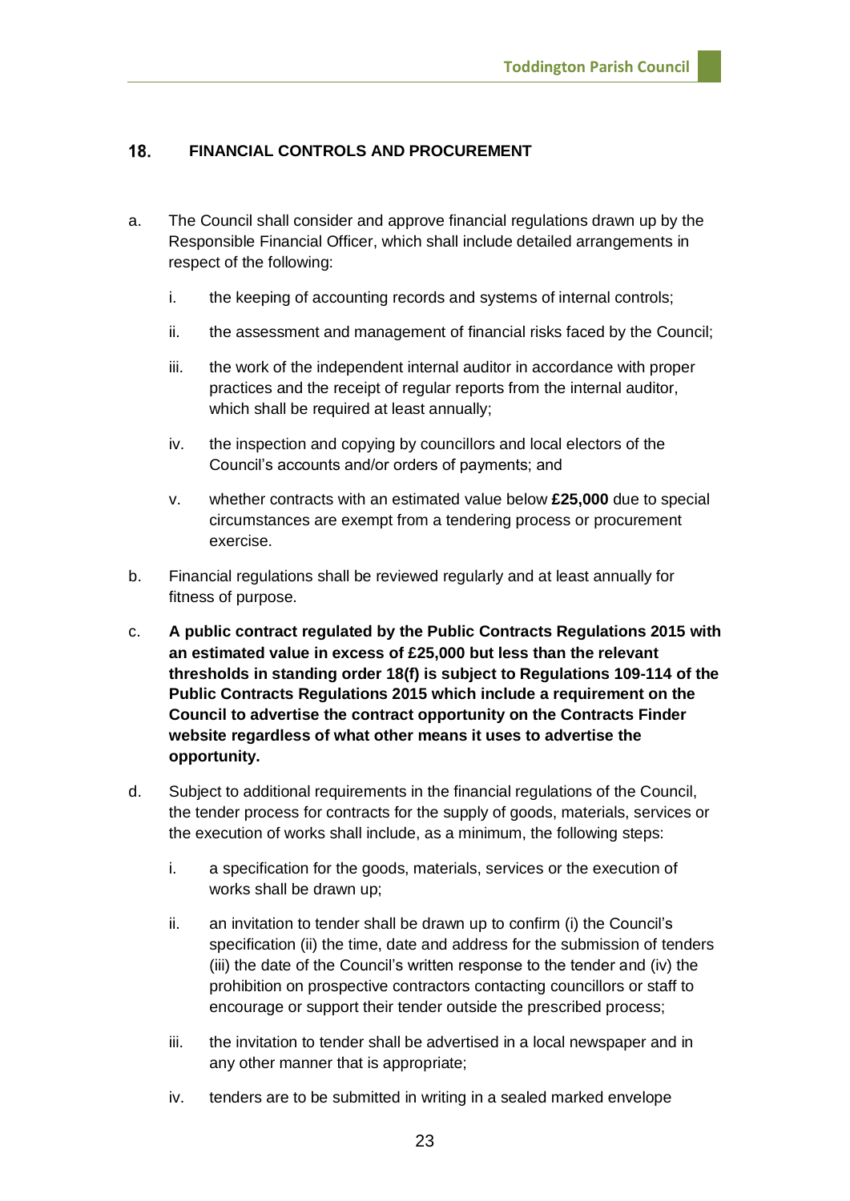## 18. FINANCIAL CONTROLS AND PROCUREMENT

a. The Council shall consider and approve financial regulations drawn up by the Responsible Financial Officer, which shall include detailed arrangements in respect of the following:

   i. the keeping of accounting records and systems of internal controls;

   ii. the assessment and management of financial risks faced by the Council;

   iii. the work of the independent internal auditor in accordance with proper practices and the receipt of regular reports from the internal auditor, which shall be required at least annually;

   iv. the inspection and copying by councillors and local electors of the Council's accounts and/or orders of payments; and

   v. whether contracts with an estimated value below **£25,000** due to special circumstances are exempt from a tendering process or procurement exercise.

b. Financial regulations shall be reviewed regularly and at least annually for fitness of purpose.

c. **A public contract regulated by the Public Contracts Regulations 2015 with an estimated value in excess of £25,000 but less than the relevant thresholds in standing order 18(f) is subject to Regulations 109-114 of the Public Contracts Regulations 2015 which include a requirement on the Council to advertise the contract opportunity on the Contracts Finder website regardless of what other means it uses to advertise the opportunity.**

d. Subject to additional requirements in the financial regulations of the Council, the tender process for contracts for the supply of goods, materials, services or the execution of works shall include, as a minimum, the following steps:

   i. a specification for the goods, materials, services or the execution of works shall be drawn up;

   ii. an invitation to tender shall be drawn up to confirm (i) the Council's specification (ii) the time, date and address for the submission of tenders (iii) the date of the Council's written response to the tender and (iv) the prohibition on prospective contractors contacting councillors or staff to encourage or support their tender outside the prescribed process;

   iii. the invitation to tender shall be advertised in a local newspaper and in any other manner that is appropriate;

   iv. tenders are to be submitted in writing in a sealed marked envelope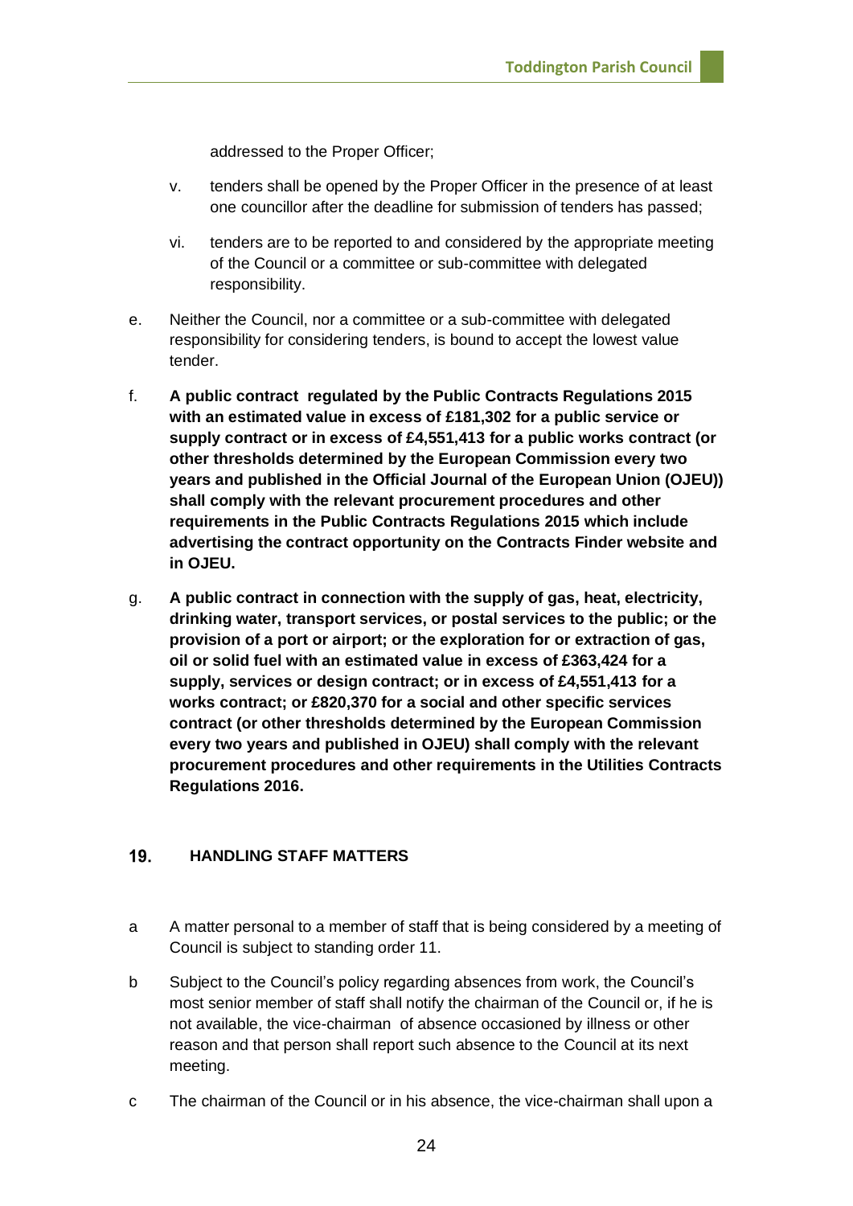addressed to the Proper Officer;

v. tenders shall be opened by the Proper Officer in the presence of at least one councillor after the deadline for submission of tenders has passed;

vi. tenders are to be reported to and considered by the appropriate meeting of the Council or a committee or sub-committee with delegated responsibility.

e. Neither the Council, nor a committee or a sub-committee with delegated responsibility for considering tenders, is bound to accept the lowest value tender.

f. **A public contract regulated by the Public Contracts Regulations 2015 with an estimated value in excess of £181,302 for a public service or supply contract or in excess of £4,551,413 for a public works contract (or other thresholds determined by the European Commission every two years and published in the Official Journal of the European Union (OJEU)) shall comply with the relevant procurement procedures and other requirements in the Public Contracts Regulations 2015 which include advertising the contract opportunity on the Contracts Finder website and in OJEU.**

g. **A public contract in connection with the supply of gas, heat, electricity, drinking water, transport services, or postal services to the public; or the provision of a port or airport; or the exploration for or extraction of gas, oil or solid fuel with an estimated value in excess of £363,424 for a supply, services or design contract; or in excess of £4,551,413 for a works contract; or £820,370 for a social and other specific services contract (or other thresholds determined by the European Commission every two years and published in OJEU) shall comply with the relevant procurement procedures and other requirements in the Utilities Contracts Regulations 2016.**

## 19. HANDLING STAFF MATTERS

a A matter personal to a member of staff that is being considered by a meeting of Council is subject to standing order 11.

b Subject to the Council's policy regarding absences from work, the Council's most senior member of staff shall notify the chairman of the Council or, if he is not available, the vice-chairman of absence occasioned by illness or other reason and that person shall report such absence to the Council at its next meeting.

c The chairman of the Council or in his absence, the vice-chairman shall upon a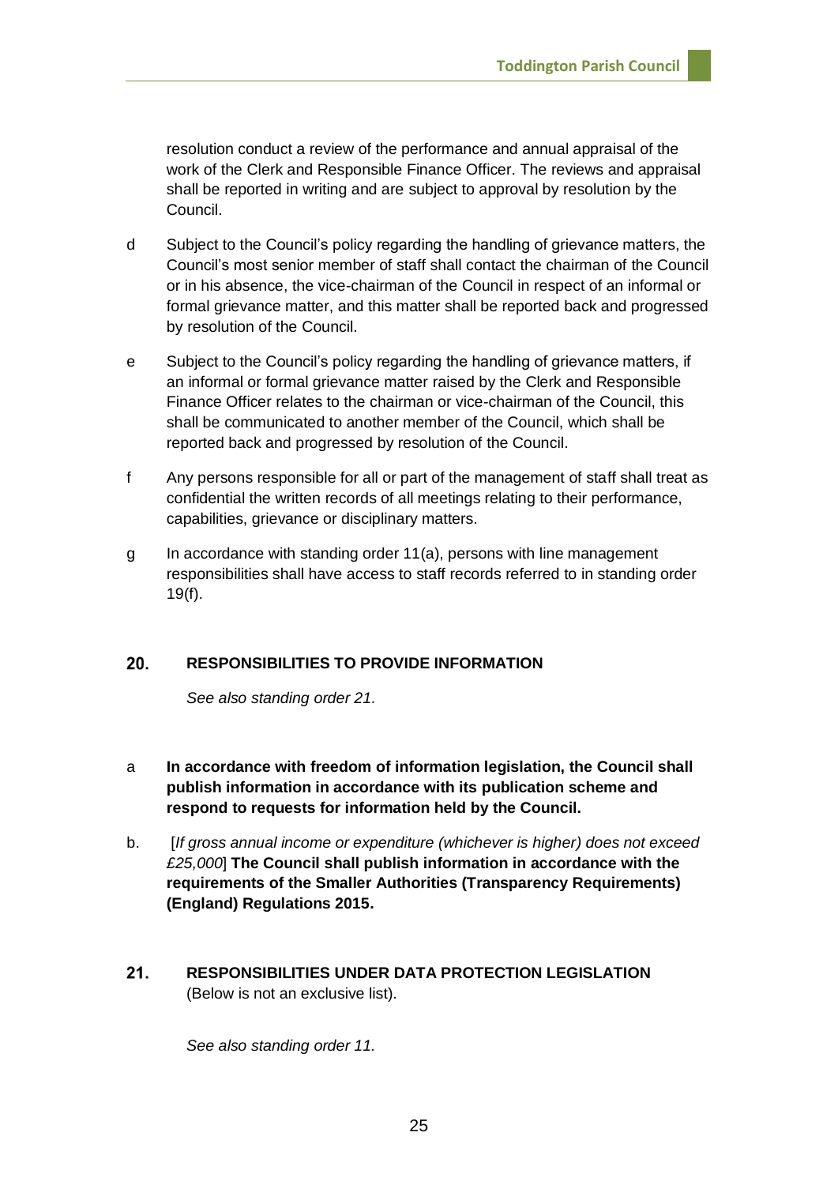resolution conduct a review of the performance and annual appraisal of the work of the Clerk and Responsible Finance Officer. The reviews and appraisal shall be reported in writing and are subject to approval by resolution by the Council.

d Subject to the Council's policy regarding the handling of grievance matters, the Council's most senior member of staff shall contact the chairman of the Council or in his absence, the vice-chairman of the Council in respect of an informal or formal grievance matter, and this matter shall be reported back and progressed by resolution of the Council.

e Subject to the Council's policy regarding the handling of grievance matters, if an informal or formal grievance matter raised by the Clerk and Responsible Finance Officer relates to the chairman or vice-chairman of the Council, this shall be communicated to another member of the Council, which shall be reported back and progressed by resolution of the Council.

f Any persons responsible for all or part of the management of staff shall treat as confidential the written records of all meetings relating to their performance, capabilities, grievance or disciplinary matters.

g In accordance with standing order 11(a), persons with line management responsibilities shall have access to staff records referred to in standing order 19(f).

## 20. RESPONSIBILITIES TO PROVIDE INFORMATION

*See also standing order 21.*

a **In accordance with freedom of information legislation, the Council shall publish information in accordance with its publication scheme and respond to requests for information held by the Council.**

b. [*If gross annual income or expenditure (whichever is higher) does not exceed £25,000*] **The Council shall publish information in accordance with the requirements of the Smaller Authorities (Transparency Requirements) (England) Regulations 2015.**

## 21. RESPONSIBILITIES UNDER DATA PROTECTION LEGISLATION

(Below is not an exclusive list).

*See also standing order 11.*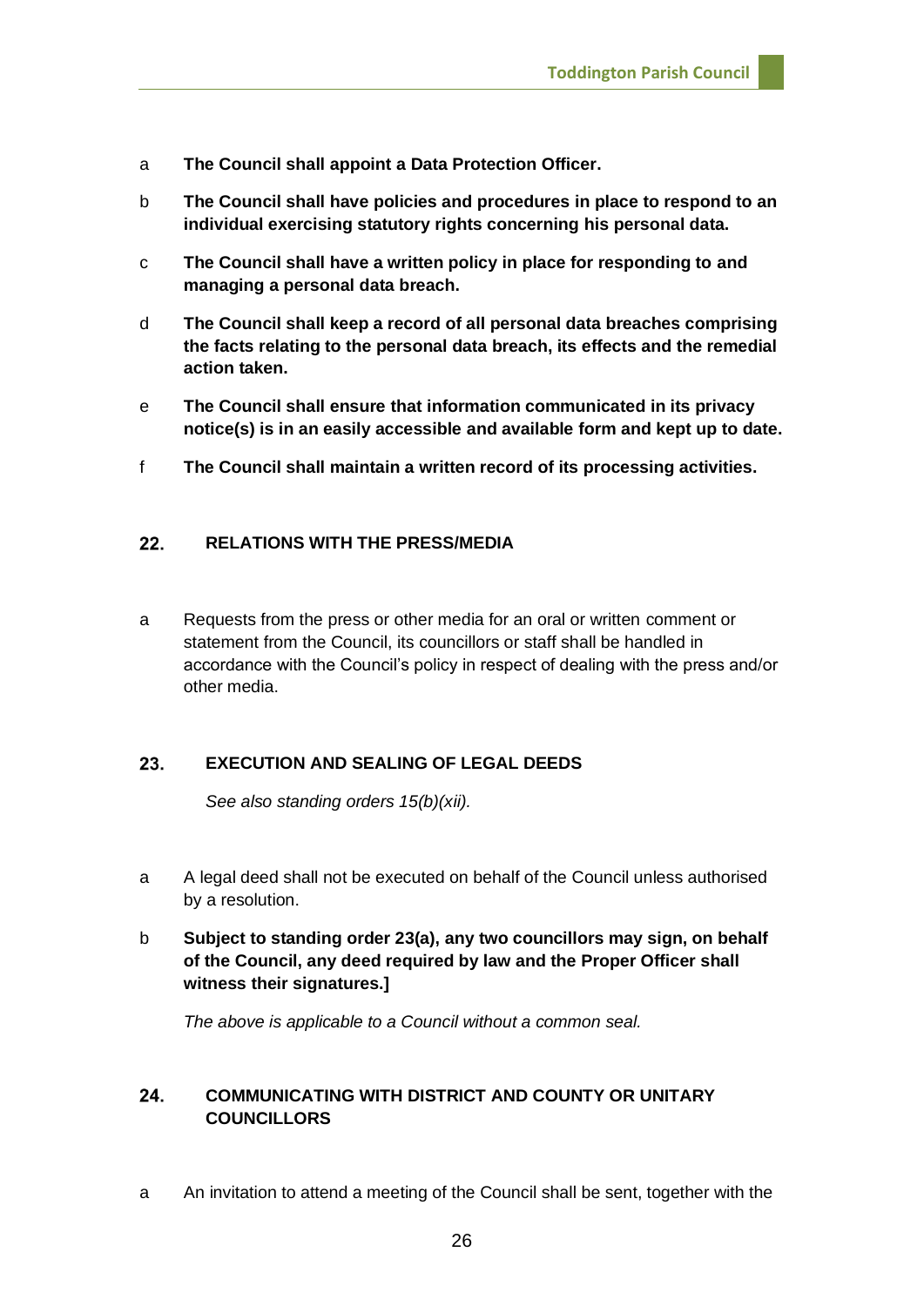a **The Council shall appoint a Data Protection Officer.**

b **The Council shall have policies and procedures in place to respond to an individual exercising statutory rights concerning his personal data.**

c **The Council shall have a written policy in place for responding to and managing a personal data breach.**

d **The Council shall keep a record of all personal data breaches comprising the facts relating to the personal data breach, its effects and the remedial action taken.**

e **The Council shall ensure that information communicated in its privacy notice(s) is in an easily accessible and available form and kept up to date.**

f **The Council shall maintain a written record of its processing activities.**

## 22. RELATIONS WITH THE PRESS/MEDIA

a Requests from the press or other media for an oral or written comment or statement from the Council, its councillors or staff shall be handled in accordance with the Council's policy in respect of dealing with the press and/or other media.

## 23. EXECUTION AND SEALING OF LEGAL DEEDS

*See also standing orders 15(b)(xii).*

a A legal deed shall not be executed on behalf of the Council unless authorised by a resolution.

b **Subject to standing order 23(a), any two councillors may sign, on behalf of the Council, any deed required by law and the Proper Officer shall witness their signatures.]**

*The above is applicable to a Council without a common seal.*

## 24. COMMUNICATING WITH DISTRICT AND COUNTY OR UNITARY COUNCILLORS

a An invitation to attend a meeting of the Council shall be sent, together with the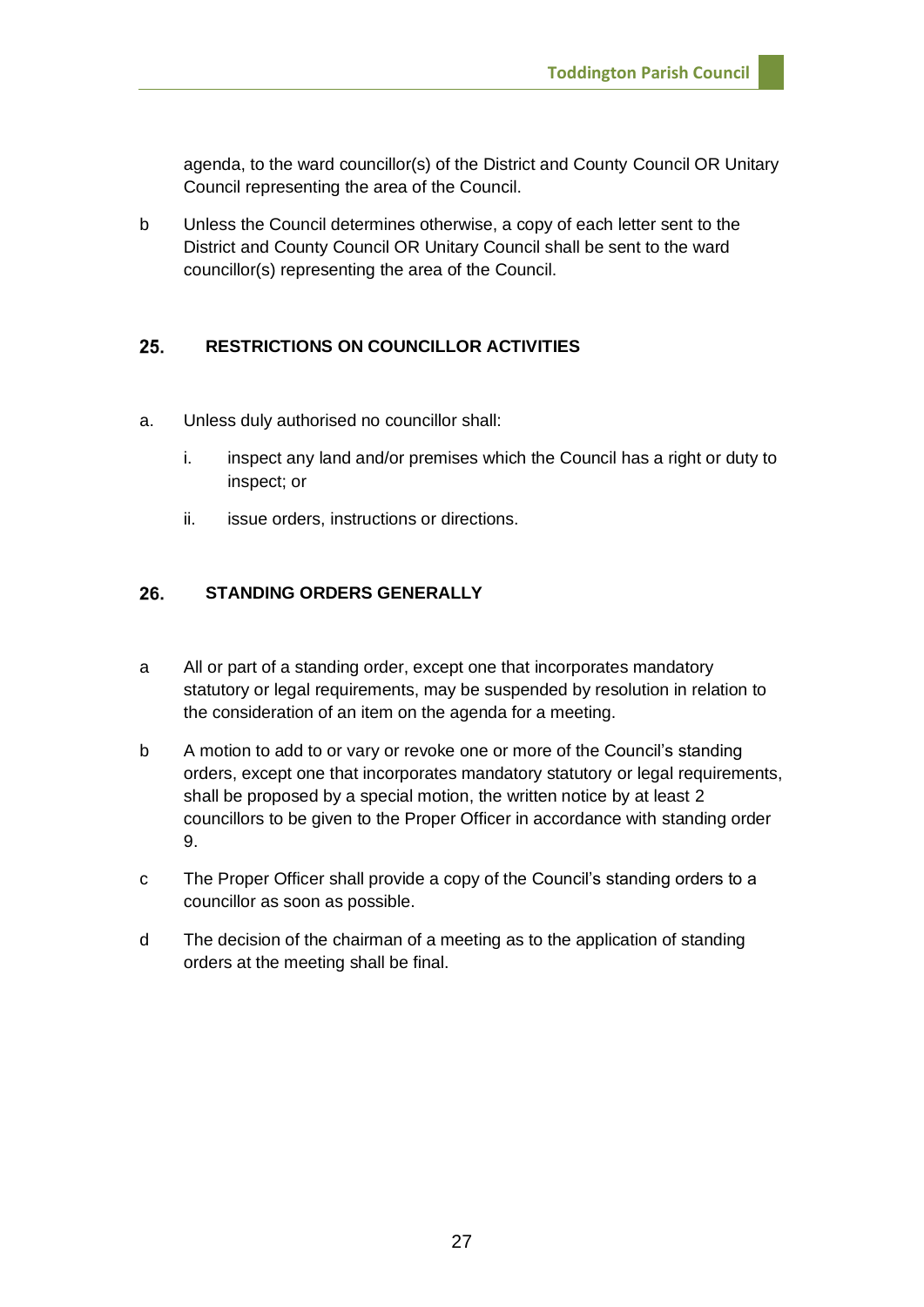agenda, to the ward councillor(s) of the District and County Council OR Unitary Council representing the area of the Council.

b Unless the Council determines otherwise, a copy of each letter sent to the District and County Council OR Unitary Council shall be sent to the ward councillor(s) representing the area of the Council.

## 25. RESTRICTIONS ON COUNCILLOR ACTIVITIES

a. Unless duly authorised no councillor shall:

   i. inspect any land and/or premises which the Council has a right or duty to inspect; or

   ii. issue orders, instructions or directions.

## 26. STANDING ORDERS GENERALLY

a All or part of a standing order, except one that incorporates mandatory statutory or legal requirements, may be suspended by resolution in relation to the consideration of an item on the agenda for a meeting.

b A motion to add to or vary or revoke one or more of the Council's standing orders, except one that incorporates mandatory statutory or legal requirements, shall be proposed by a special motion, the written notice by at least 2 councillors to be given to the Proper Officer in accordance with standing order 9.

c The Proper Officer shall provide a copy of the Council's standing orders to a councillor as soon as possible.

d The decision of the chairman of a meeting as to the application of standing orders at the meeting shall be final.